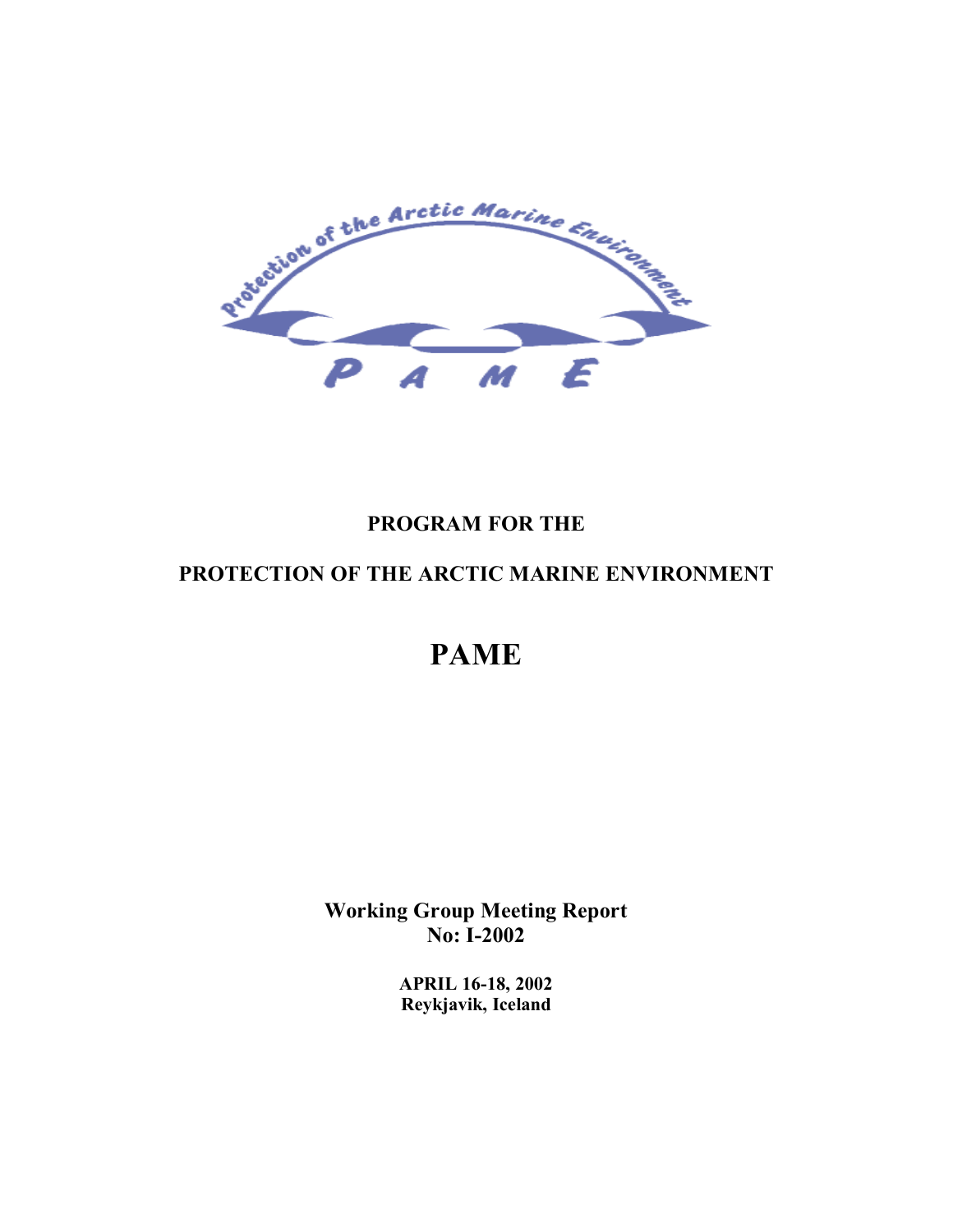Protection of the Arctic Marine Environment

PAME

**PROGRAM FOR THE**

**PROTECTION OF THE ARCTIC MARINE ENVIRONMENT**

# PAME

**Working Group Meeting Report**
**No: I-2002**

**APRIL 16-18, 2002**
**Reykjavik, Iceland**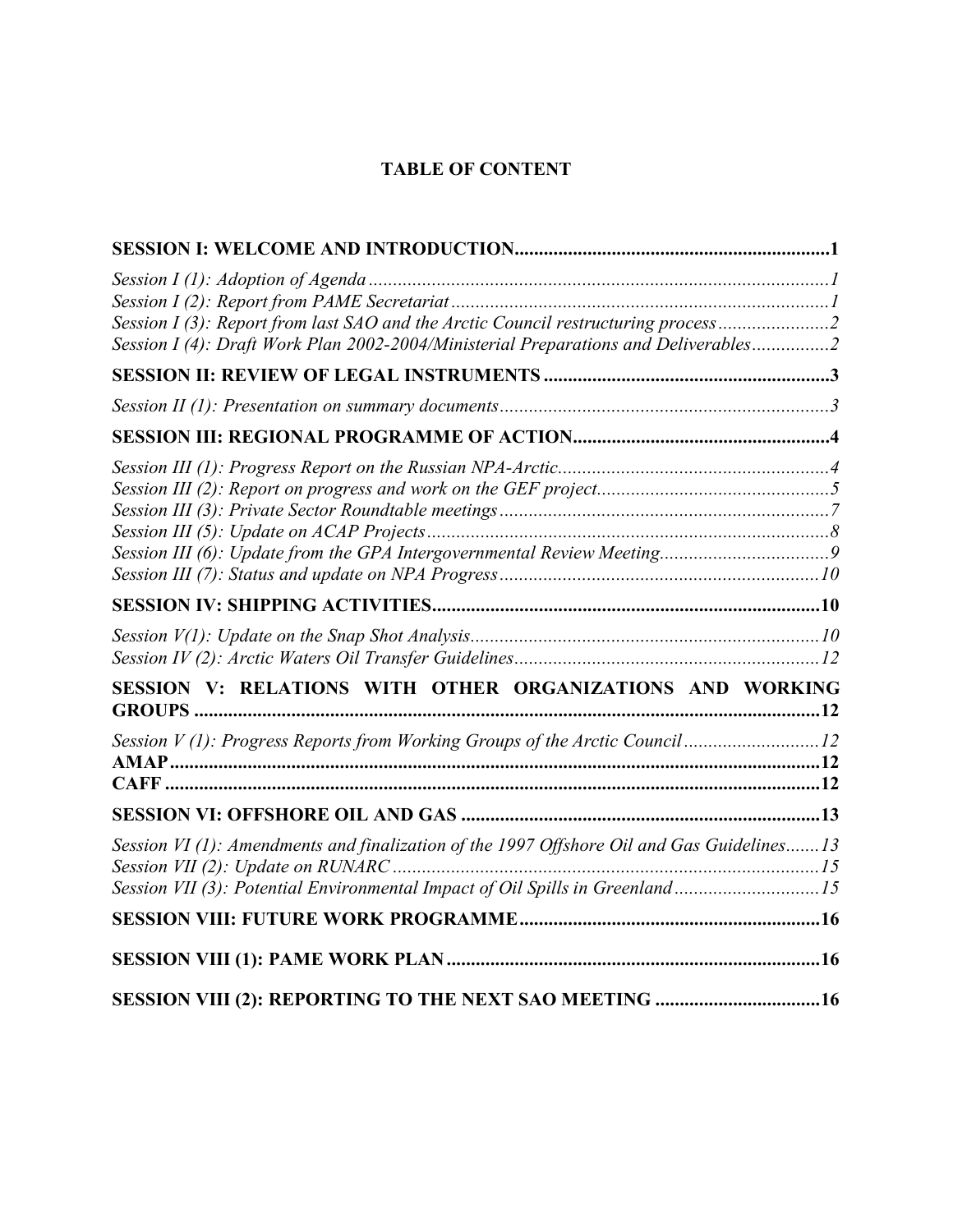# TABLE OF CONTENT

**SESSION I: WELCOME AND INTRODUCTION................................................................1**

*Session I (1): Adoption of Agenda ...............................................................................1*
*Session I (2): Report from PAME Secretariat .............................................................1*
*Session I (3): Report from last SAO and the Arctic Council restructuring process.......................2*
*Session I (4): Draft Work Plan 2002-2004/Ministerial Preparations and Deliverables................2*

**SESSION II: REVIEW OF LEGAL INSTRUMENTS ..........................................................3**

*Session II (1): Presentation on summary documents...................................................................3*

**SESSION III: REGIONAL PROGRAMME OF ACTION....................................................4**

*Session III (1): Progress Report on the Russian NPA-Arctic........................................................4*
*Session III (2): Report on progress and work on the GEF project................................................5*
*Session III (3): Private Sector Roundtable meetings ....................................................................7*
*Session III (5): Update on ACAP Projects ...................................................................................8*
*Session III (6): Update from the GPA Intergovernmental Review Meeting..................................9*
*Session III (7): Status and update on NPA Progress ..................................................................10*

**SESSION IV: SHIPPING ACTIVITIES...............................................................................10**

*Session V(1): Update on the Snap Shot Analysis.......................................................................10*
*Session IV (2): Arctic Waters Oil Transfer Guidelines...............................................................12*

**SESSION V: RELATIONS WITH OTHER ORGANIZATIONS AND WORKING GROUPS ...............................................................................................................................12**

*Session V (1): Progress Reports from Working Groups of the Arctic Council ............................12*
**AMAP....................................................................................................................................12**
**CAFF .....................................................................................................................................12**

**SESSION VI: OFFSHORE OIL AND GAS .........................................................................13**

*Session VI (1): Amendments and finalization of the 1997 Offshore Oil and Gas Guidelines.......13*
*Session VII (2): Update on RUNARC ........................................................................................15*
*Session VII (3): Potential Environmental Impact of Oil Spills in Greenland ..............................15*

**SESSION VIII: FUTURE WORK PROGRAMME.............................................................16**

**SESSION VIII (1): PAME WORK PLAN ............................................................................16**

**SESSION VIII (2): REPORTING TO THE NEXT SAO MEETING .................................16**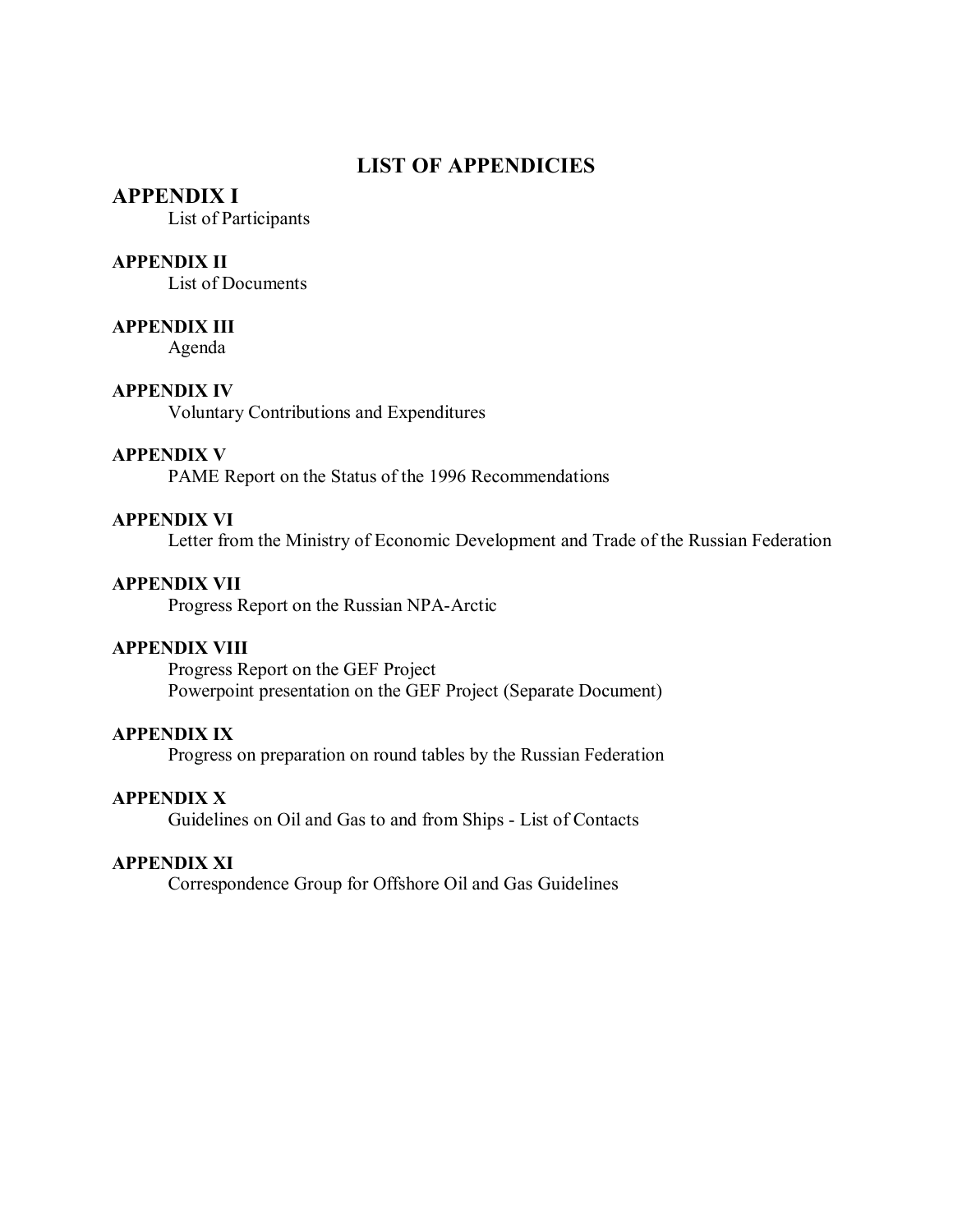# LIST OF APPENDICIES

## APPENDIX I

List of Participants

### APPENDIX II

List of Documents

### APPENDIX III

Agenda

### APPENDIX IV

Voluntary Contributions and Expenditures

### APPENDIX V

PAME Report on the Status of the 1996 Recommendations

### APPENDIX VI

Letter from the Ministry of Economic Development and Trade of the Russian Federation

### APPENDIX VII

Progress Report on the Russian NPA-Arctic

### APPENDIX VIII

Progress Report on the GEF Project
Powerpoint presentation on the GEF Project (Separate Document)

### APPENDIX IX

Progress on preparation on round tables by the Russian Federation

### APPENDIX X

Guidelines on Oil and Gas to and from Ships - List of Contacts

### APPENDIX XI

Correspondence Group for Offshore Oil and Gas Guidelines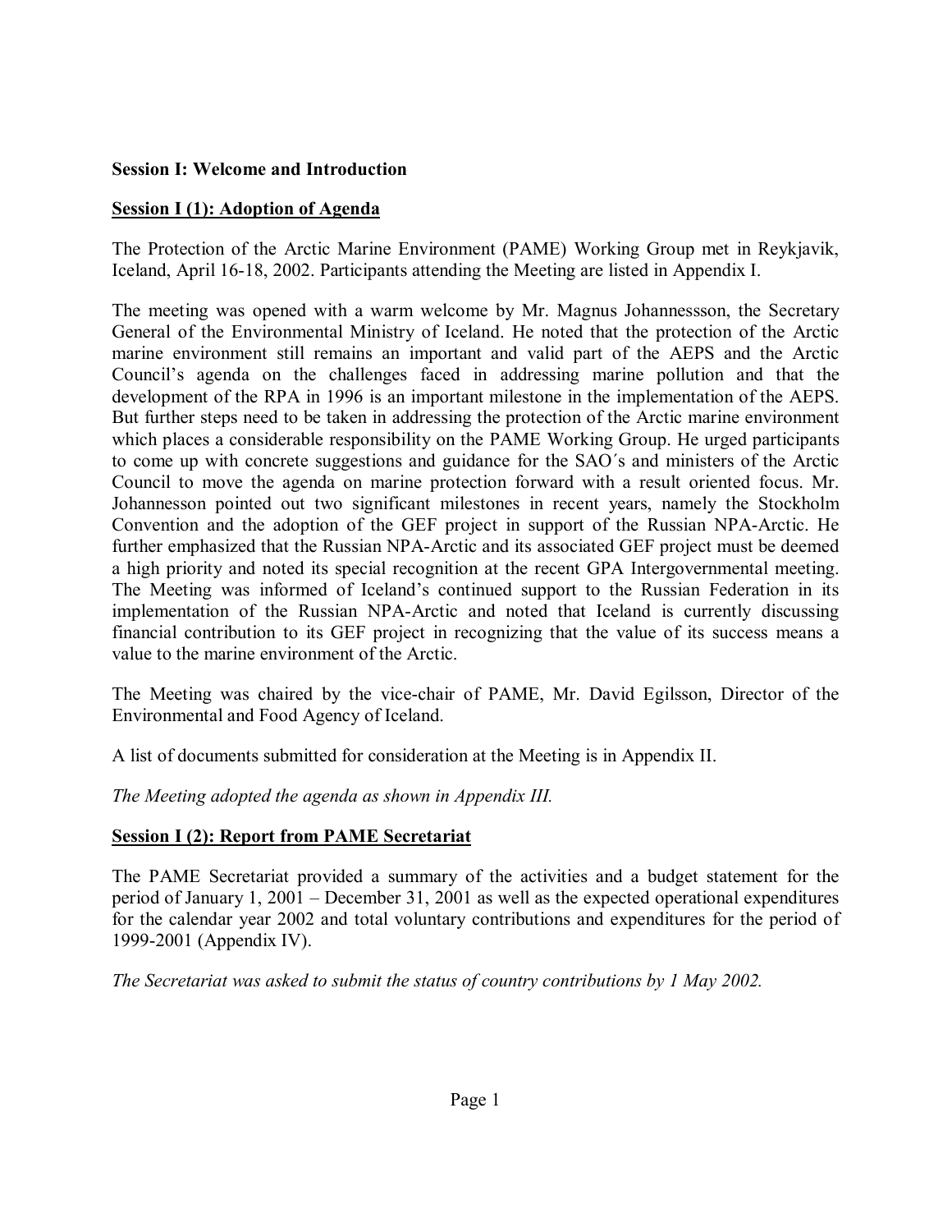**Session I: Welcome and Introduction**

**Session I (1): Adoption of Agenda**

The Protection of the Arctic Marine Environment (PAME) Working Group met in Reykjavik, Iceland, April 16-18, 2002. Participants attending the Meeting are listed in Appendix I.

The meeting was opened with a warm welcome by Mr. Magnus Johannessson, the Secretary General of the Environmental Ministry of Iceland. He noted that the protection of the Arctic marine environment still remains an important and valid part of the AEPS and the Arctic Council's agenda on the challenges faced in addressing marine pollution and that the development of the RPA in 1996 is an important milestone in the implementation of the AEPS. But further steps need to be taken in addressing the protection of the Arctic marine environment which places a considerable responsibility on the PAME Working Group. He urged participants to come up with concrete suggestions and guidance for the SAO´s and ministers of the Arctic Council to move the agenda on marine protection forward with a result oriented focus. Mr. Johannesson pointed out two significant milestones in recent years, namely the Stockholm Convention and the adoption of the GEF project in support of the Russian NPA-Arctic. He further emphasized that the Russian NPA-Arctic and its associated GEF project must be deemed a high priority and noted its special recognition at the recent GPA Intergovernmental meeting. The Meeting was informed of Iceland's continued support to the Russian Federation in its implementation of the Russian NPA-Arctic and noted that Iceland is currently discussing financial contribution to its GEF project in recognizing that the value of its success means a value to the marine environment of the Arctic.

The Meeting was chaired by the vice-chair of PAME, Mr. David Egilsson, Director of the Environmental and Food Agency of Iceland.

A list of documents submitted for consideration at the Meeting is in Appendix II.

*The Meeting adopted the agenda as shown in Appendix III.*

**Session I (2): Report from PAME Secretariat**

The PAME Secretariat provided a summary of the activities and a budget statement for the period of January 1, 2001 – December 31, 2001 as well as the expected operational expenditures for the calendar year 2002 and total voluntary contributions and expenditures for the period of 1999-2001 (Appendix IV).

*The Secretariat was asked to submit the status of country contributions by 1 May 2002.*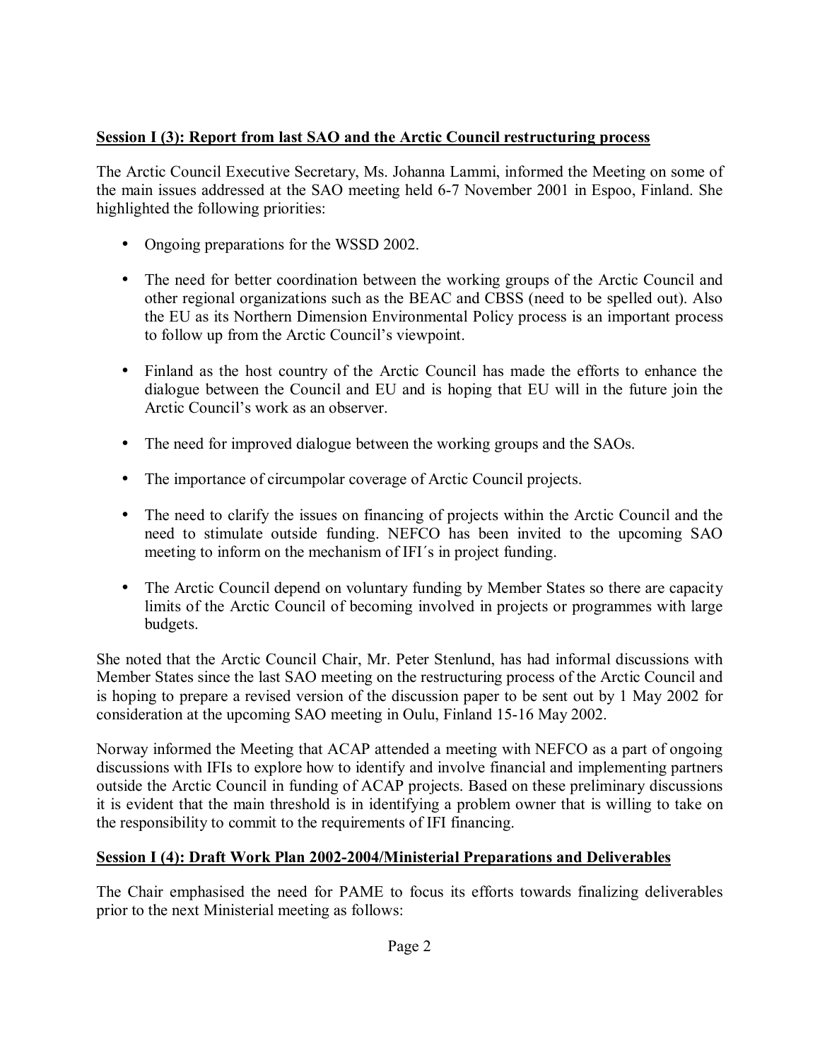**Session I (3): Report from last SAO and the Arctic Council restructuring process**

The Arctic Council Executive Secretary, Ms. Johanna Lammi, informed the Meeting on some of the main issues addressed at the SAO meeting held 6-7 November 2001 in Espoo, Finland. She highlighted the following priorities:

- Ongoing preparations for the WSSD 2002.
- The need for better coordination between the working groups of the Arctic Council and other regional organizations such as the BEAC and CBSS (need to be spelled out). Also the EU as its Northern Dimension Environmental Policy process is an important process to follow up from the Arctic Council's viewpoint.
- Finland as the host country of the Arctic Council has made the efforts to enhance the dialogue between the Council and EU and is hoping that EU will in the future join the Arctic Council's work as an observer.
- The need for improved dialogue between the working groups and the SAOs.
- The importance of circumpolar coverage of Arctic Council projects.
- The need to clarify the issues on financing of projects within the Arctic Council and the need to stimulate outside funding. NEFCO has been invited to the upcoming SAO meeting to inform on the mechanism of IFI´s in project funding.
- The Arctic Council depend on voluntary funding by Member States so there are capacity limits of the Arctic Council of becoming involved in projects or programmes with large budgets.

She noted that the Arctic Council Chair, Mr. Peter Stenlund, has had informal discussions with Member States since the last SAO meeting on the restructuring process of the Arctic Council and is hoping to prepare a revised version of the discussion paper to be sent out by 1 May 2002 for consideration at the upcoming SAO meeting in Oulu, Finland 15-16 May 2002.

Norway informed the Meeting that ACAP attended a meeting with NEFCO as a part of ongoing discussions with IFIs to explore how to identify and involve financial and implementing partners outside the Arctic Council in funding of ACAP projects. Based on these preliminary discussions it is evident that the main threshold is in identifying a problem owner that is willing to take on the responsibility to commit to the requirements of IFI financing.

**Session I (4): Draft Work Plan 2002-2004/Ministerial Preparations and Deliverables**

The Chair emphasised the need for PAME to focus its efforts towards finalizing deliverables prior to the next Ministerial meeting as follows: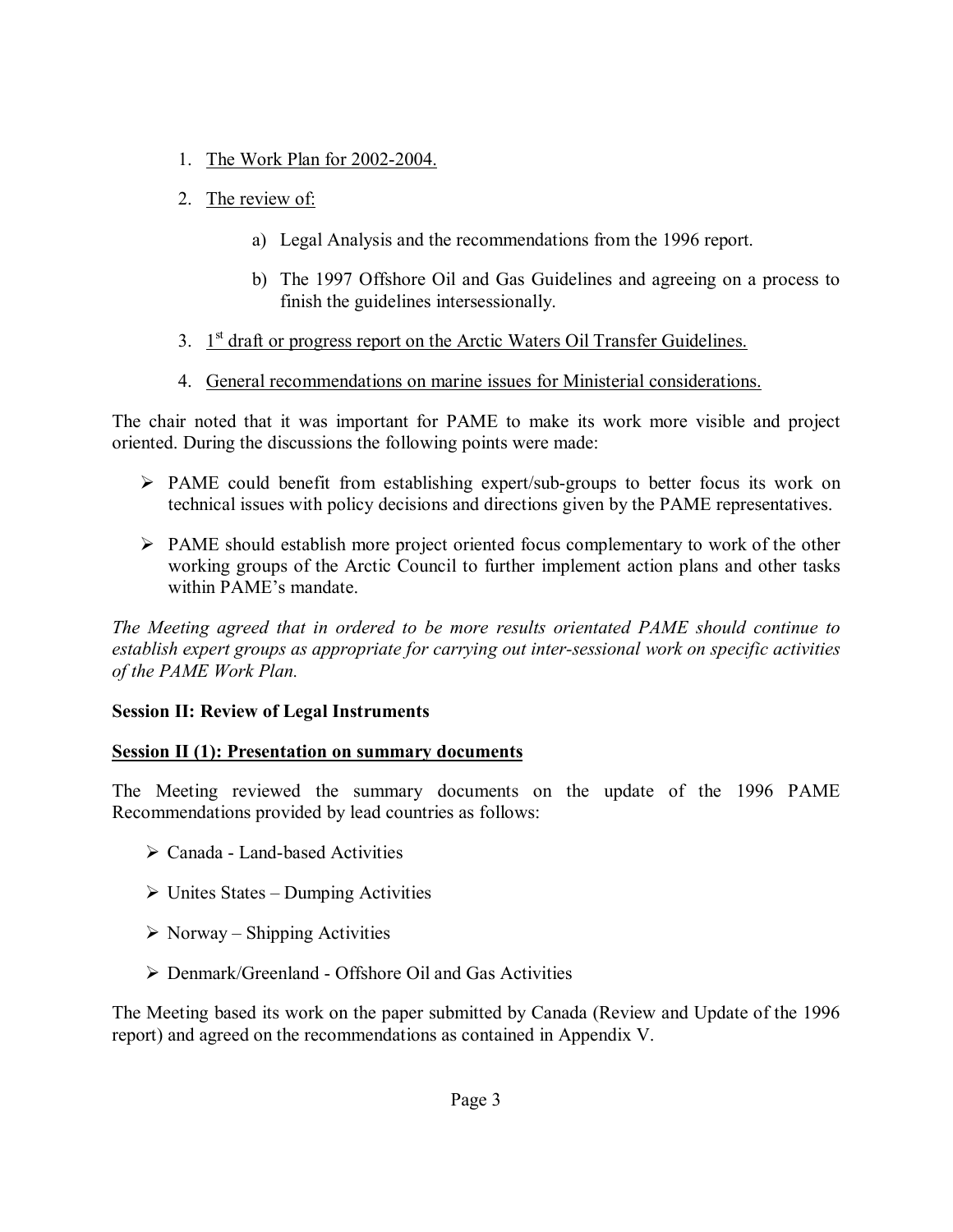1. <u>The Work Plan for 2002-2004.</u>

2. <u>The review of:</u>

    a) Legal Analysis and the recommendations from the 1996 report.

    b) The 1997 Offshore Oil and Gas Guidelines and agreeing on a process to finish the guidelines intersessionally.

3. <u>1st draft or progress report on the Arctic Waters Oil Transfer Guidelines.</u>

4. <u>General recommendations on marine issues for Ministerial considerations.</u>

The chair noted that it was important for PAME to make its work more visible and project oriented. During the discussions the following points were made:

- PAME could benefit from establishing expert/sub-groups to better focus its work on technical issues with policy decisions and directions given by the PAME representatives.

- PAME should establish more project oriented focus complementary to work of the other working groups of the Arctic Council to further implement action plans and other tasks within PAME's mandate.

*The Meeting agreed that in ordered to be more results orientated PAME should continue to establish expert groups as appropriate for carrying out inter-sessional work on specific activities of the PAME Work Plan.*

**Session II: Review of Legal Instruments**

**<u>Session II (1): Presentation on summary documents</u>**

The Meeting reviewed the summary documents on the update of the 1996 PAME Recommendations provided by lead countries as follows:

- Canada - Land-based Activities

- Unites States – Dumping Activities

- Norway – Shipping Activities

- Denmark/Greenland - Offshore Oil and Gas Activities

The Meeting based its work on the paper submitted by Canada (Review and Update of the 1996 report) and agreed on the recommendations as contained in Appendix V.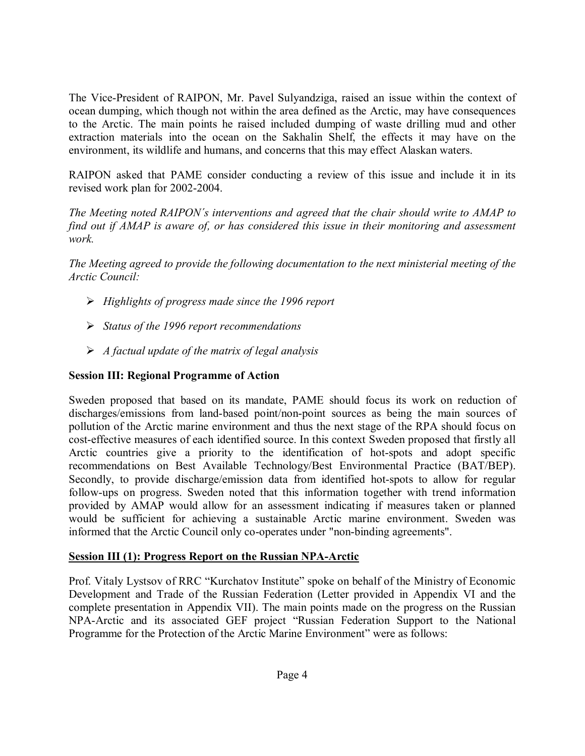The Vice-President of RAIPON, Mr. Pavel Sulyandziga, raised an issue within the context of ocean dumping, which though not within the area defined as the Arctic, may have consequences to the Arctic. The main points he raised included dumping of waste drilling mud and other extraction materials into the ocean on the Sakhalin Shelf, the effects it may have on the environment, its wildlife and humans, and concerns that this may effect Alaskan waters.

RAIPON asked that PAME consider conducting a review of this issue and include it in its revised work plan for 2002-2004.

*The Meeting noted RAIPON's interventions and agreed that the chair should write to AMAP to find out if AMAP is aware of, or has considered this issue in their monitoring and assessment work.*

*The Meeting agreed to provide the following documentation to the next ministerial meeting of the Arctic Council:*

- *Highlights of progress made since the 1996 report*
- *Status of the 1996 report recommendations*
- *A factual update of the matrix of legal analysis*

**Session III: Regional Programme of Action**

Sweden proposed that based on its mandate, PAME should focus its work on reduction of discharges/emissions from land-based point/non-point sources as being the main sources of pollution of the Arctic marine environment and thus the next stage of the RPA should focus on cost-effective measures of each identified source. In this context Sweden proposed that firstly all Arctic countries give a priority to the identification of hot-spots and adopt specific recommendations on Best Available Technology/Best Environmental Practice (BAT/BEP). Secondly, to provide discharge/emission data from identified hot-spots to allow for regular follow-ups on progress. Sweden noted that this information together with trend information provided by AMAP would allow for an assessment indicating if measures taken or planned would be sufficient for achieving a sustainable Arctic marine environment. Sweden was informed that the Arctic Council only co-operates under "non-binding agreements".

**Session III (1): Progress Report on the Russian NPA-Arctic**

Prof. Vitaly Lystsov of RRC "Kurchatov Institute" spoke on behalf of the Ministry of Economic Development and Trade of the Russian Federation (Letter provided in Appendix VI and the complete presentation in Appendix VII). The main points made on the progress on the Russian NPA-Arctic and its associated GEF project "Russian Federation Support to the National Programme for the Protection of the Arctic Marine Environment" were as follows: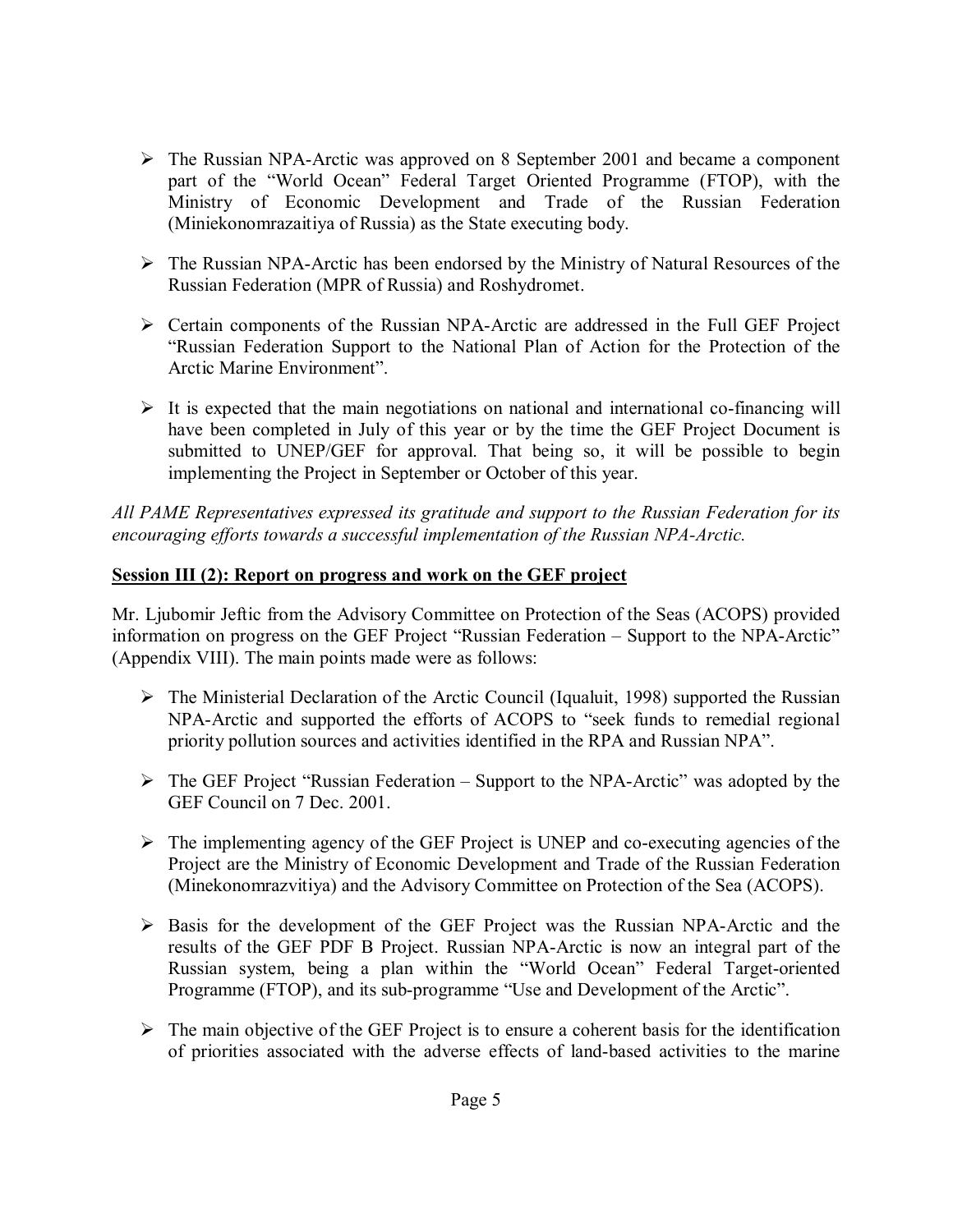- The Russian NPA-Arctic was approved on 8 September 2001 and became a component part of the "World Ocean" Federal Target Oriented Programme (FTOP), with the Ministry of Economic Development and Trade of the Russian Federation (Miniekonomrazaitiya of Russia) as the State executing body.

- The Russian NPA-Arctic has been endorsed by the Ministry of Natural Resources of the Russian Federation (MPR of Russia) and Roshydromet.

- Certain components of the Russian NPA-Arctic are addressed in the Full GEF Project "Russian Federation Support to the National Plan of Action for the Protection of the Arctic Marine Environment".

- It is expected that the main negotiations on national and international co-financing will have been completed in July of this year or by the time the GEF Project Document is submitted to UNEP/GEF for approval. That being so, it will be possible to begin implementing the Project in September or October of this year.

*All PAME Representatives expressed its gratitude and support to the Russian Federation for its encouraging efforts towards a successful implementation of the Russian NPA-Arctic.*

**Session III (2): Report on progress and work on the GEF project**

Mr. Ljubomir Jeftic from the Advisory Committee on Protection of the Seas (ACOPS) provided information on progress on the GEF Project "Russian Federation – Support to the NPA-Arctic" (Appendix VIII). The main points made were as follows:

- The Ministerial Declaration of the Arctic Council (Iqualuit, 1998) supported the Russian NPA-Arctic and supported the efforts of ACOPS to "seek funds to remedial regional priority pollution sources and activities identified in the RPA and Russian NPA".

- The GEF Project "Russian Federation – Support to the NPA-Arctic" was adopted by the GEF Council on 7 Dec. 2001.

- The implementing agency of the GEF Project is UNEP and co-executing agencies of the Project are the Ministry of Economic Development and Trade of the Russian Federation (Minekonomrazvitiya) and the Advisory Committee on Protection of the Sea (ACOPS).

- Basis for the development of the GEF Project was the Russian NPA-Arctic and the results of the GEF PDF B Project. Russian NPA-Arctic is now an integral part of the Russian system, being a plan within the "World Ocean" Federal Target-oriented Programme (FTOP), and its sub-programme "Use and Development of the Arctic".

- The main objective of the GEF Project is to ensure a coherent basis for the identification of priorities associated with the adverse effects of land-based activities to the marine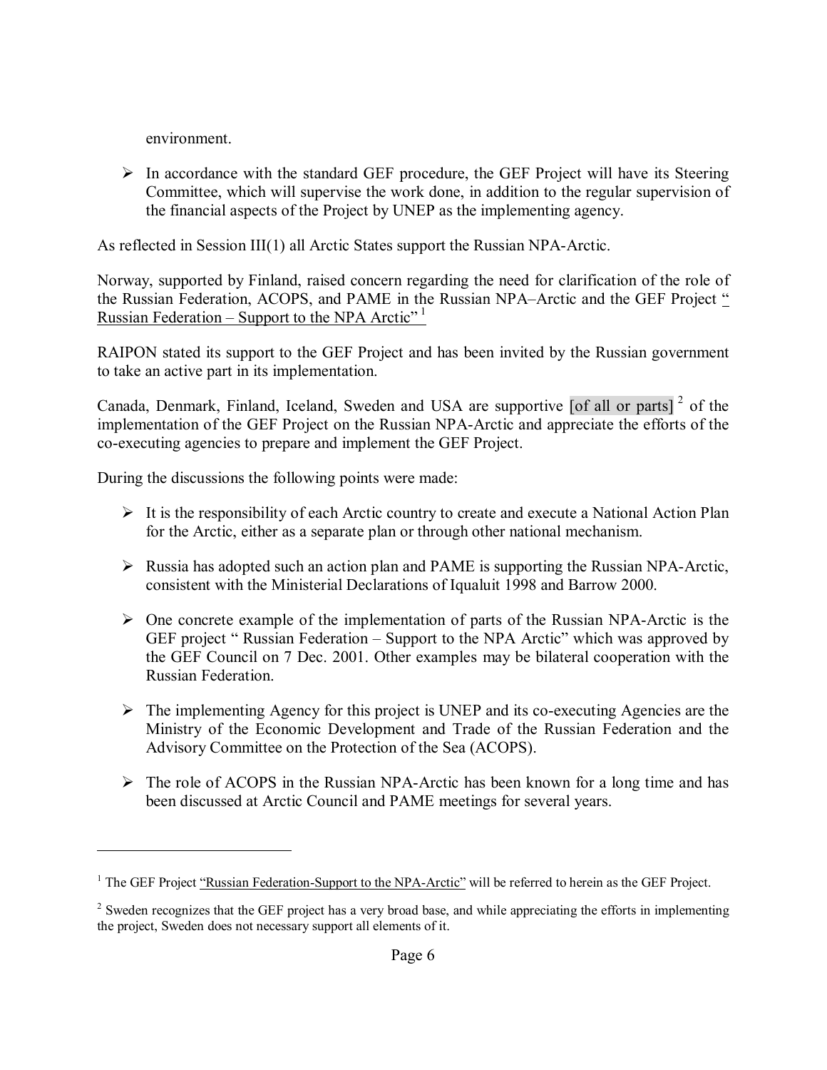environment.

- In accordance with the standard GEF procedure, the GEF Project will have its Steering Committee, which will supervise the work done, in addition to the regular supervision of the financial aspects of the Project by UNEP as the implementing agency.

As reflected in Session III(1) all Arctic States support the Russian NPA-Arctic.

Norway, supported by Finland, raised concern regarding the need for clarification of the role of the Russian Federation, ACOPS, and PAME in the Russian NPA–Arctic and the GEF Project "Russian Federation – Support to the NPA Arctic" [1]

RAIPON stated its support to the GEF Project and has been invited by the Russian government to take an active part in its implementation.

Canada, Denmark, Finland, Iceland, Sweden and USA are supportive [of all or parts] [2] of the implementation of the GEF Project on the Russian NPA-Arctic and appreciate the efforts of the co-executing agencies to prepare and implement the GEF Project.

During the discussions the following points were made:

- It is the responsibility of each Arctic country to create and execute a National Action Plan for the Arctic, either as a separate plan or through other national mechanism.
- Russia has adopted such an action plan and PAME is supporting the Russian NPA-Arctic, consistent with the Ministerial Declarations of Iqualuit 1998 and Barrow 2000.
- One concrete example of the implementation of parts of the Russian NPA-Arctic is the GEF project " Russian Federation – Support to the NPA Arctic" which was approved by the GEF Council on 7 Dec. 2001. Other examples may be bilateral cooperation with the Russian Federation.
- The implementing Agency for this project is UNEP and its co-executing Agencies are the Ministry of the Economic Development and Trade of the Russian Federation and the Advisory Committee on the Protection of the Sea (ACOPS).
- The role of ACOPS in the Russian NPA-Arctic has been known for a long time and has been discussed at Arctic Council and PAME meetings for several years.

---

[1] The GEF Project "Russian Federation-Support to the NPA-Arctic" will be referred to herein as the GEF Project.

[2] Sweden recognizes that the GEF project has a very broad base, and while appreciating the efforts in implementing the project, Sweden does not necessary support all elements of it.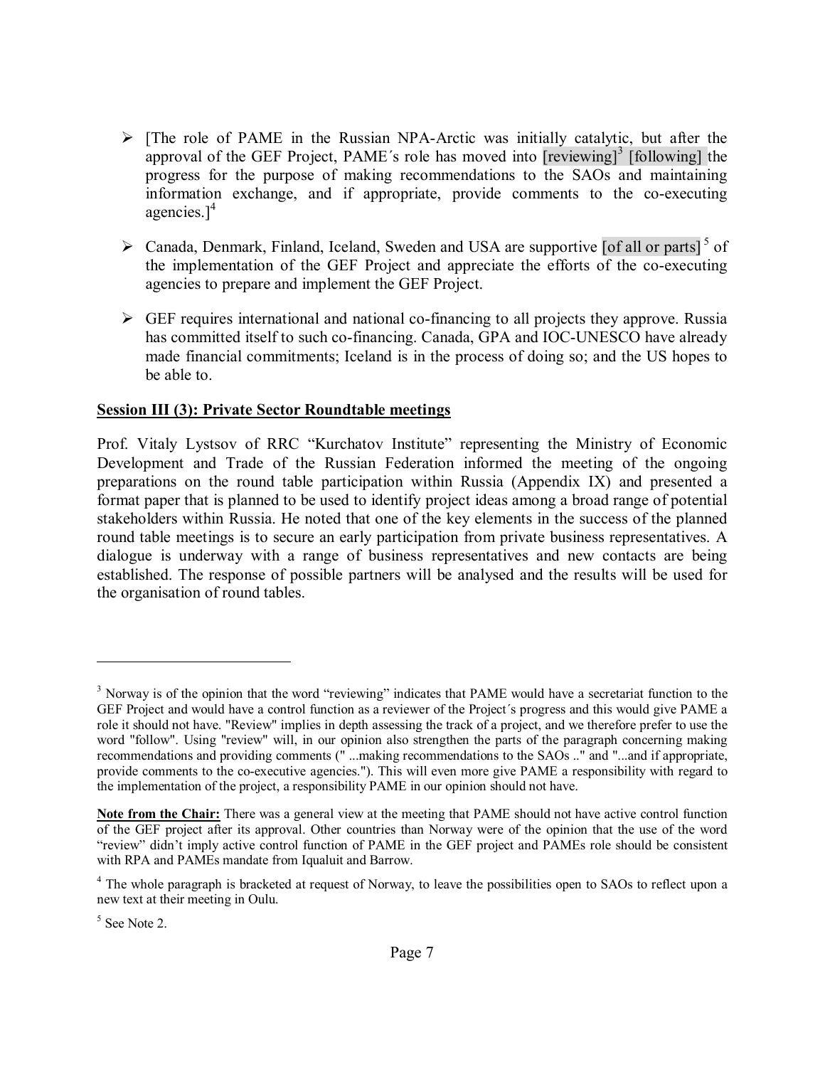- [The role of PAME in the Russian NPA-Arctic was initially catalytic, but after the approval of the GEF Project, PAME´s role has moved into [reviewing][3] [following] the progress for the purpose of making recommendations to the SAOs and maintaining information exchange, and if appropriate, provide comments to the co-executing agencies.][4]

- Canada, Denmark, Finland, Iceland, Sweden and USA are supportive [of all or parts] [5] of the implementation of the GEF Project and appreciate the efforts of the co-executing agencies to prepare and implement the GEF Project.

- GEF requires international and national co-financing to all projects they approve. Russia has committed itself to such co-financing. Canada, GPA and IOC-UNESCO have already made financial commitments; Iceland is in the process of doing so; and the US hopes to be able to.

**Session III (3): Private Sector Roundtable meetings**

Prof. Vitaly Lystsov of RRC "Kurchatov Institute" representing the Ministry of Economic Development and Trade of the Russian Federation informed the meeting of the ongoing preparations on the round table participation within Russia (Appendix IX) and presented a format paper that is planned to be used to identify project ideas among a broad range of potential stakeholders within Russia. He noted that one of the key elements in the success of the planned round table meetings is to secure an early participation from private business representatives. A dialogue is underway with a range of business representatives and new contacts are being established. The response of possible partners will be analysed and the results will be used for the organisation of round tables.

---

[3] Norway is of the opinion that the word "reviewing" indicates that PAME would have a secretariat function to the GEF Project and would have a control function as a reviewer of the Project´s progress and this would give PAME a role it should not have. "Review" implies in depth assessing the track of a project, and we therefore prefer to use the word "follow". Using "review" will, in our opinion also strengthen the parts of the paragraph concerning making recommendations and providing comments (" ...making recommendations to the SAOs .." and "...and if appropriate, provide comments to the co-executive agencies."). This will even more give PAME a responsibility with regard to the implementation of the project, a responsibility PAME in our opinion should not have.

**Note from the Chair:** There was a general view at the meeting that PAME should not have active control function of the GEF project after its approval. Other countries than Norway were of the opinion that the use of the word "review" didn't imply active control function of PAME in the GEF project and PAMEs role should be consistent with RPA and PAMEs mandate from Iqualuit and Barrow.

[4] The whole paragraph is bracketed at request of Norway, to leave the possibilities open to SAOs to reflect upon a new text at their meeting in Oulu.

[5] See Note 2.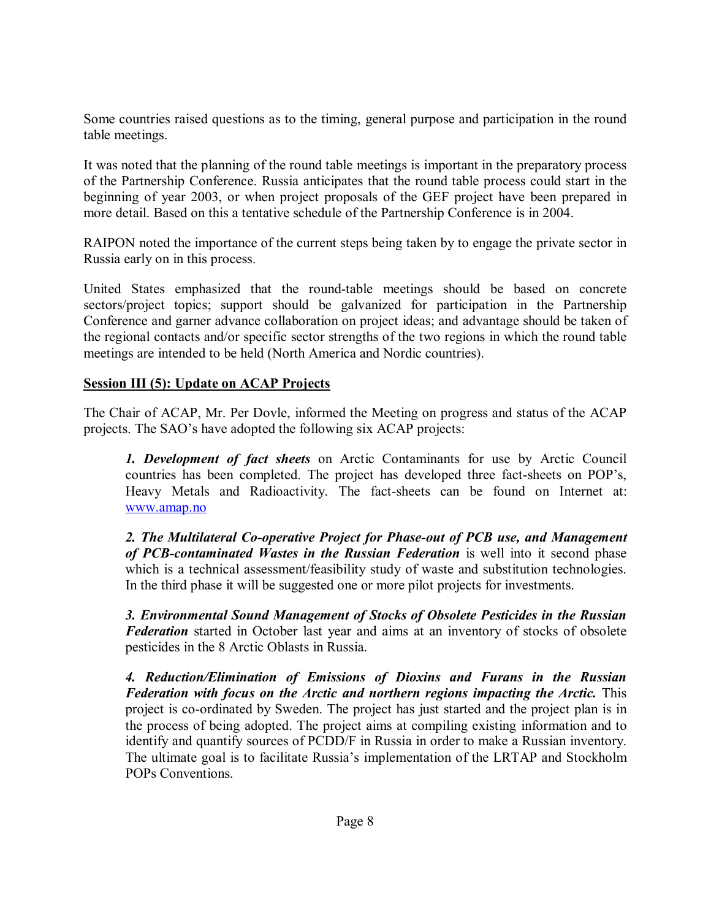Some countries raised questions as to the timing, general purpose and participation in the round table meetings.

It was noted that the planning of the round table meetings is important in the preparatory process of the Partnership Conference. Russia anticipates that the round table process could start in the beginning of year 2003, or when project proposals of the GEF project have been prepared in more detail. Based on this a tentative schedule of the Partnership Conference is in 2004.

RAIPON noted the importance of the current steps being taken by to engage the private sector in Russia early on in this process.

United States emphasized that the round-table meetings should be based on concrete sectors/project topics; support should be galvanized for participation in the Partnership Conference and garner advance collaboration on project ideas; and advantage should be taken of the regional contacts and/or specific sector strengths of the two regions in which the round table meetings are intended to be held (North America and Nordic countries).

**Session III (5): Update on ACAP Projects**

The Chair of ACAP, Mr. Per Dovle, informed the Meeting on progress and status of the ACAP projects. The SAO's have adopted the following six ACAP projects:

> ***1. Development of fact sheets*** on Arctic Contaminants for use by Arctic Council countries has been completed. The project has developed three fact-sheets on POP's, Heavy Metals and Radioactivity. The fact-sheets can be found on Internet at: www.amap.no
>
> ***2. The Multilateral Co-operative Project for Phase-out of PCB use, and Management of PCB-contaminated Wastes in the Russian Federation*** is well into it second phase which is a technical assessment/feasibility study of waste and substitution technologies. In the third phase it will be suggested one or more pilot projects for investments.
>
> ***3. Environmental Sound Management of Stocks of Obsolete Pesticides in the Russian Federation*** started in October last year and aims at an inventory of stocks of obsolete pesticides in the 8 Arctic Oblasts in Russia.
>
> ***4. Reduction/Elimination of Emissions of Dioxins and Furans in the Russian Federation with focus on the Arctic and northern regions impacting the Arctic.*** This project is co-ordinated by Sweden. The project has just started and the project plan is in the process of being adopted. The project aims at compiling existing information and to identify and quantify sources of PCDD/F in Russia in order to make a Russian inventory. The ultimate goal is to facilitate Russia's implementation of the LRTAP and Stockholm POPs Conventions.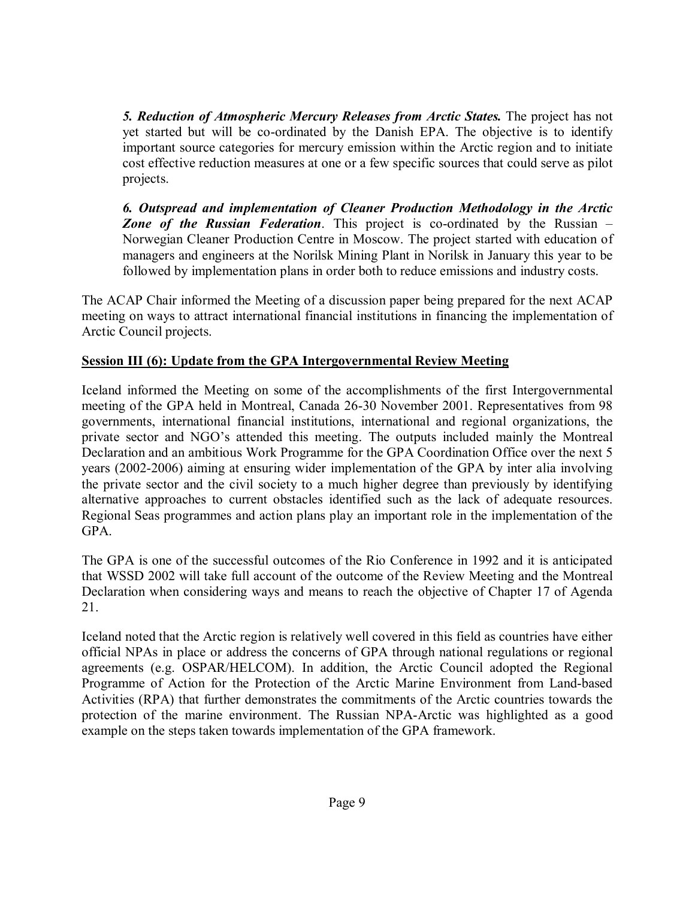*5. Reduction of Atmospheric Mercury Releases from Arctic States.* The project has not yet started but will be co-ordinated by the Danish EPA. The objective is to identify important source categories for mercury emission within the Arctic region and to initiate cost effective reduction measures at one or a few specific sources that could serve as pilot projects.

*6. Outspread and implementation of Cleaner Production Methodology in the Arctic Zone of the Russian Federation*. This project is co-ordinated by the Russian – Norwegian Cleaner Production Centre in Moscow. The project started with education of managers and engineers at the Norilsk Mining Plant in Norilsk in January this year to be followed by implementation plans in order both to reduce emissions and industry costs.

The ACAP Chair informed the Meeting of a discussion paper being prepared for the next ACAP meeting on ways to attract international financial institutions in financing the implementation of Arctic Council projects.

## Session III (6): Update from the GPA Intergovernmental Review Meeting

Iceland informed the Meeting on some of the accomplishments of the first Intergovernmental meeting of the GPA held in Montreal, Canada 26-30 November 2001. Representatives from 98 governments, international financial institutions, international and regional organizations, the private sector and NGO's attended this meeting. The outputs included mainly the Montreal Declaration and an ambitious Work Programme for the GPA Coordination Office over the next 5 years (2002-2006) aiming at ensuring wider implementation of the GPA by inter alia involving the private sector and the civil society to a much higher degree than previously by identifying alternative approaches to current obstacles identified such as the lack of adequate resources. Regional Seas programmes and action plans play an important role in the implementation of the GPA.

The GPA is one of the successful outcomes of the Rio Conference in 1992 and it is anticipated that WSSD 2002 will take full account of the outcome of the Review Meeting and the Montreal Declaration when considering ways and means to reach the objective of Chapter 17 of Agenda 21.

Iceland noted that the Arctic region is relatively well covered in this field as countries have either official NPAs in place or address the concerns of GPA through national regulations or regional agreements (e.g. OSPAR/HELCOM). In addition, the Arctic Council adopted the Regional Programme of Action for the Protection of the Arctic Marine Environment from Land-based Activities (RPA) that further demonstrates the commitments of the Arctic countries towards the protection of the marine environment. The Russian NPA-Arctic was highlighted as a good example on the steps taken towards implementation of the GPA framework.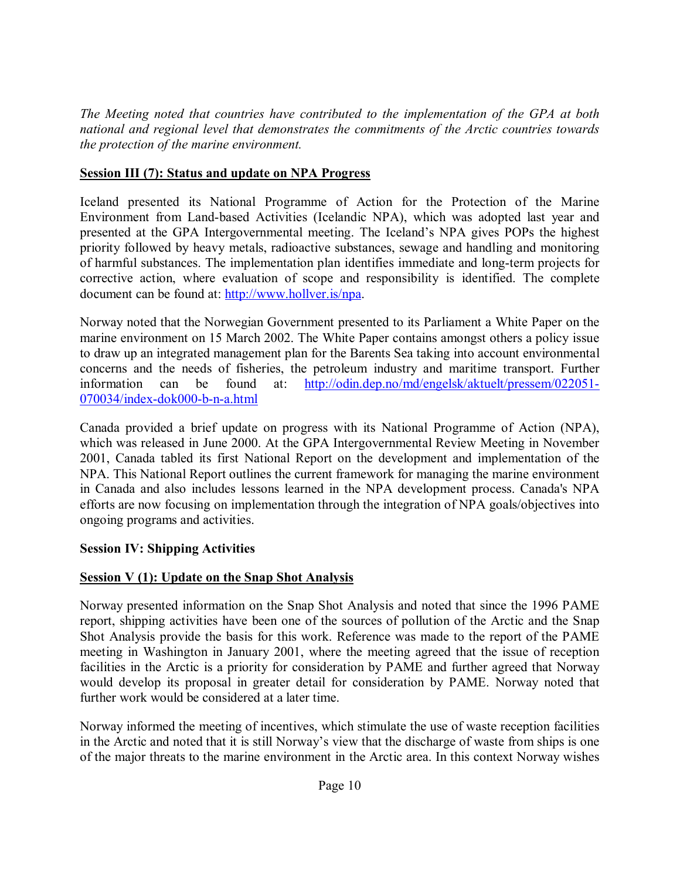*The Meeting noted that countries have contributed to the implementation of the GPA at both national and regional level that demonstrates the commitments of the Arctic countries towards the protection of the marine environment.*

**Session III (7): Status and update on NPA Progress**

Iceland presented its National Programme of Action for the Protection of the Marine Environment from Land-based Activities (Icelandic NPA), which was adopted last year and presented at the GPA Intergovernmental meeting. The Iceland's NPA gives POPs the highest priority followed by heavy metals, radioactive substances, sewage and handling and monitoring of harmful substances. The implementation plan identifies immediate and long-term projects for corrective action, where evaluation of scope and responsibility is identified. The complete document can be found at: [http://www.hollver.is/npa](http://www.hollver.is/npa).

Norway noted that the Norwegian Government presented to its Parliament a White Paper on the marine environment on 15 March 2002. The White Paper contains amongst others a policy issue to draw up an integrated management plan for the Barents Sea taking into account environmental concerns and the needs of fisheries, the petroleum industry and maritime transport. Further information can be found at: [http://odin.dep.no/md/engelsk/aktuelt/pressem/022051-070034/index-dok000-b-n-a.html](http://odin.dep.no/md/engelsk/aktuelt/pressem/022051-070034/index-dok000-b-n-a.html)

Canada provided a brief update on progress with its National Programme of Action (NPA), which was released in June 2000. At the GPA Intergovernmental Review Meeting in November 2001, Canada tabled its first National Report on the development and implementation of the NPA. This National Report outlines the current framework for managing the marine environment in Canada and also includes lessons learned in the NPA development process. Canada's NPA efforts are now focusing on implementation through the integration of NPA goals/objectives into ongoing programs and activities.

**Session IV: Shipping Activities**

**Session V (1): Update on the Snap Shot Analysis**

Norway presented information on the Snap Shot Analysis and noted that since the 1996 PAME report, shipping activities have been one of the sources of pollution of the Arctic and the Snap Shot Analysis provide the basis for this work. Reference was made to the report of the PAME meeting in Washington in January 2001, where the meeting agreed that the issue of reception facilities in the Arctic is a priority for consideration by PAME and further agreed that Norway would develop its proposal in greater detail for consideration by PAME. Norway noted that further work would be considered at a later time.

Norway informed the meeting of incentives, which stimulate the use of waste reception facilities in the Arctic and noted that it is still Norway's view that the discharge of waste from ships is one of the major threats to the marine environment in the Arctic area. In this context Norway wishes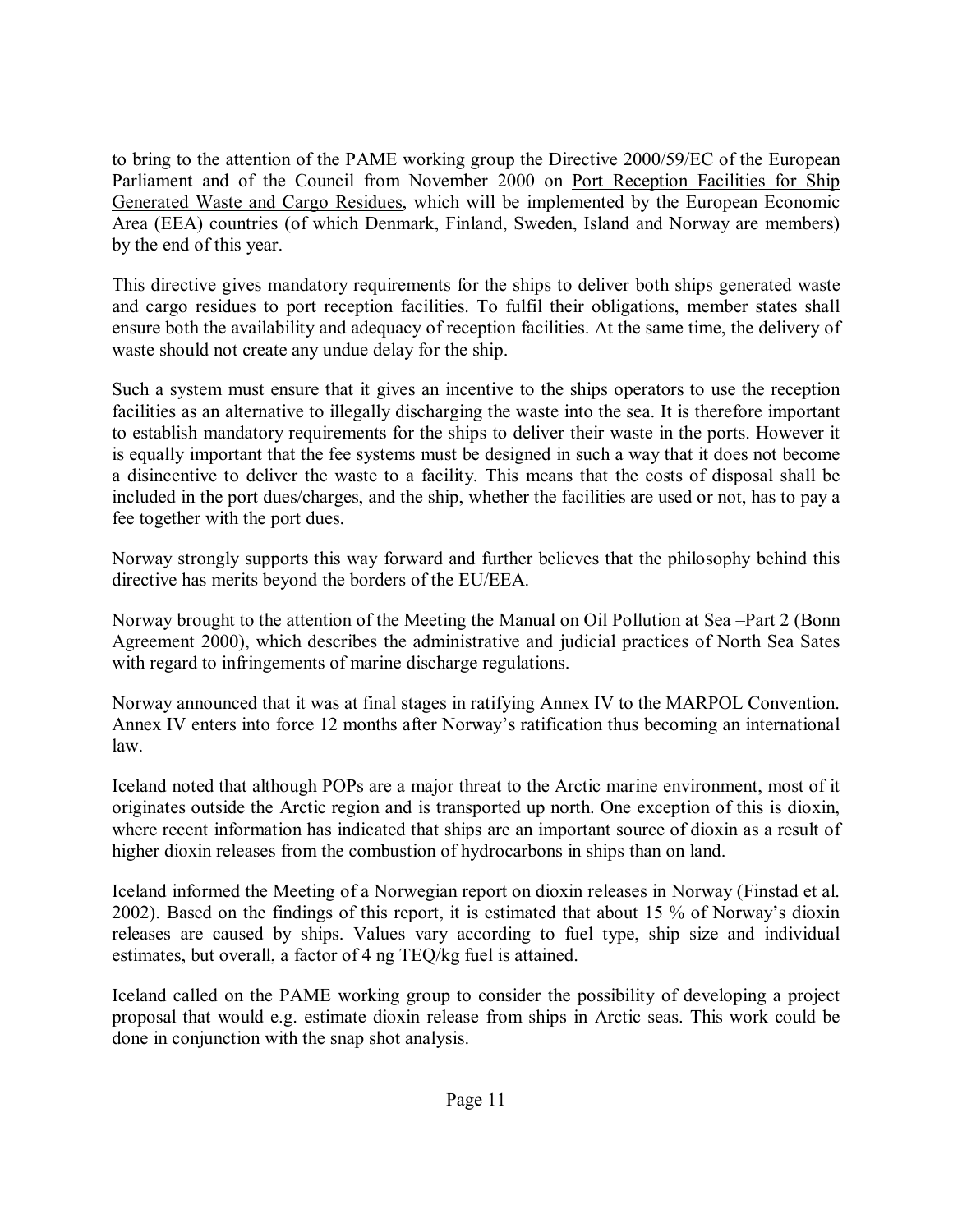to bring to the attention of the PAME working group the Directive 2000/59/EC of the European Parliament and of the Council from November 2000 on Port Reception Facilities for Ship Generated Waste and Cargo Residues, which will be implemented by the European Economic Area (EEA) countries (of which Denmark, Finland, Sweden, Island and Norway are members) by the end of this year.

This directive gives mandatory requirements for the ships to deliver both ships generated waste and cargo residues to port reception facilities. To fulfil their obligations, member states shall ensure both the availability and adequacy of reception facilities. At the same time, the delivery of waste should not create any undue delay for the ship.

Such a system must ensure that it gives an incentive to the ships operators to use the reception facilities as an alternative to illegally discharging the waste into the sea. It is therefore important to establish mandatory requirements for the ships to deliver their waste in the ports. However it is equally important that the fee systems must be designed in such a way that it does not become a disincentive to deliver the waste to a facility. This means that the costs of disposal shall be included in the port dues/charges, and the ship, whether the facilities are used or not, has to pay a fee together with the port dues.

Norway strongly supports this way forward and further believes that the philosophy behind this directive has merits beyond the borders of the EU/EEA.

Norway brought to the attention of the Meeting the Manual on Oil Pollution at Sea –Part 2 (Bonn Agreement 2000), which describes the administrative and judicial practices of North Sea Sates with regard to infringements of marine discharge regulations.

Norway announced that it was at final stages in ratifying Annex IV to the MARPOL Convention. Annex IV enters into force 12 months after Norway's ratification thus becoming an international law.

Iceland noted that although POPs are a major threat to the Arctic marine environment, most of it originates outside the Arctic region and is transported up north. One exception of this is dioxin, where recent information has indicated that ships are an important source of dioxin as a result of higher dioxin releases from the combustion of hydrocarbons in ships than on land.

Iceland informed the Meeting of a Norwegian report on dioxin releases in Norway (Finstad et al. 2002). Based on the findings of this report, it is estimated that about 15 % of Norway's dioxin releases are caused by ships. Values vary according to fuel type, ship size and individual estimates, but overall, a factor of 4 ng TEQ/kg fuel is attained.

Iceland called on the PAME working group to consider the possibility of developing a project proposal that would e.g. estimate dioxin release from ships in Arctic seas. This work could be done in conjunction with the snap shot analysis.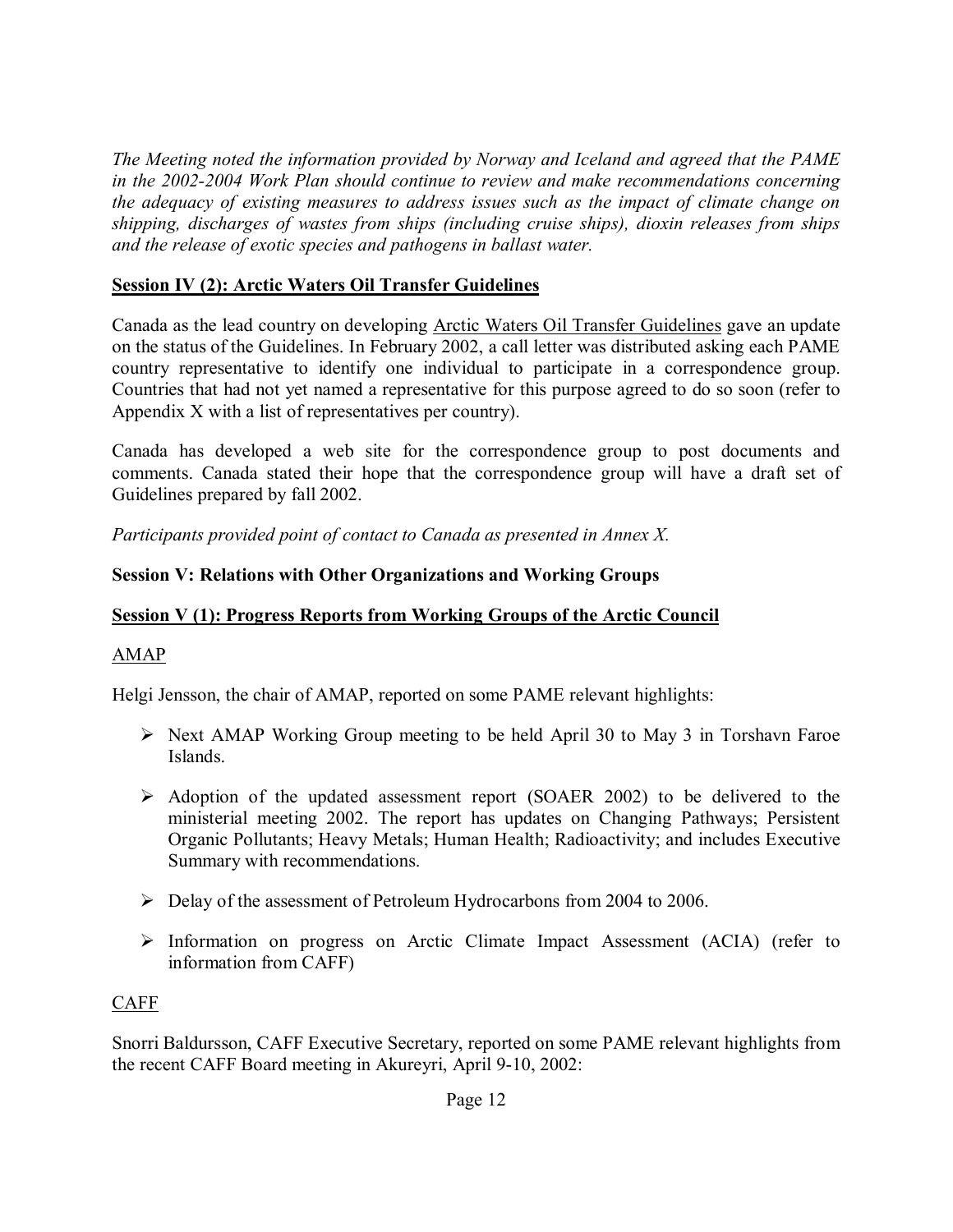*The Meeting noted the information provided by Norway and Iceland and agreed that the PAME in the 2002-2004 Work Plan should continue to review and make recommendations concerning the adequacy of existing measures to address issues such as the impact of climate change on shipping, discharges of wastes from ships (including cruise ships), dioxin releases from ships and the release of exotic species and pathogens in ballast water.*

**Session IV (2): Arctic Waters Oil Transfer Guidelines**

Canada as the lead country on developing Arctic Waters Oil Transfer Guidelines gave an update on the status of the Guidelines. In February 2002, a call letter was distributed asking each PAME country representative to identify one individual to participate in a correspondence group. Countries that had not yet named a representative for this purpose agreed to do so soon (refer to Appendix X with a list of representatives per country).

Canada has developed a web site for the correspondence group to post documents and comments. Canada stated their hope that the correspondence group will have a draft set of Guidelines prepared by fall 2002.

*Participants provided point of contact to Canada as presented in Annex X.*

**Session V: Relations with Other Organizations and Working Groups**

**Session V (1): Progress Reports from Working Groups of the Arctic Council**

AMAP

Helgi Jensson, the chair of AMAP, reported on some PAME relevant highlights:

- Next AMAP Working Group meeting to be held April 30 to May 3 in Torshavn Faroe Islands.
- Adoption of the updated assessment report (SOAER 2002) to be delivered to the ministerial meeting 2002. The report has updates on Changing Pathways; Persistent Organic Pollutants; Heavy Metals; Human Health; Radioactivity; and includes Executive Summary with recommendations.
- Delay of the assessment of Petroleum Hydrocarbons from 2004 to 2006.
- Information on progress on Arctic Climate Impact Assessment (ACIA) (refer to information from CAFF)

CAFF

Snorri Baldursson, CAFF Executive Secretary, reported on some PAME relevant highlights from the recent CAFF Board meeting in Akureyri, April 9-10, 2002: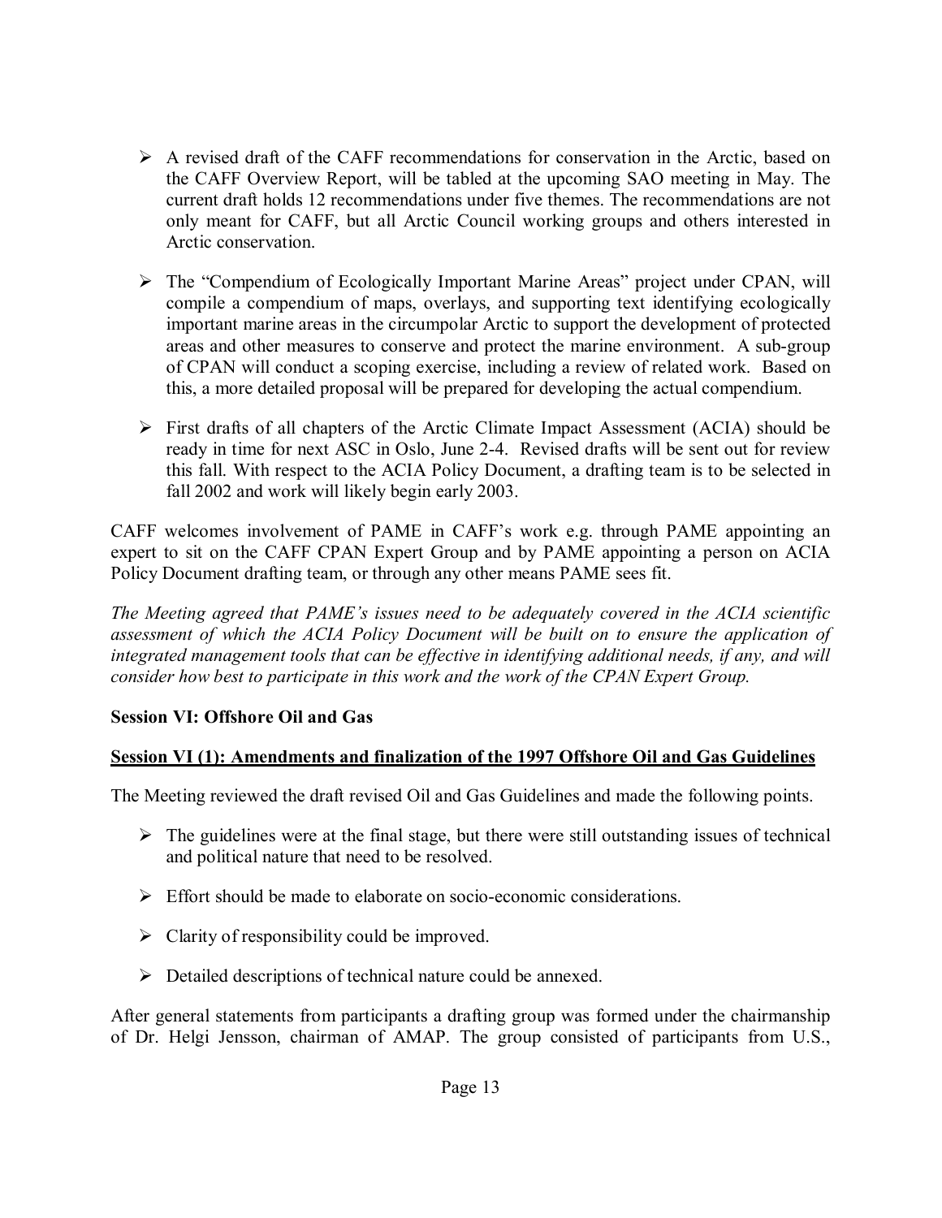- A revised draft of the CAFF recommendations for conservation in the Arctic, based on the CAFF Overview Report, will be tabled at the upcoming SAO meeting in May. The current draft holds 12 recommendations under five themes. The recommendations are not only meant for CAFF, but all Arctic Council working groups and others interested in Arctic conservation.

- The "Compendium of Ecologically Important Marine Areas" project under CPAN, will compile a compendium of maps, overlays, and supporting text identifying ecologically important marine areas in the circumpolar Arctic to support the development of protected areas and other measures to conserve and protect the marine environment. A sub-group of CPAN will conduct a scoping exercise, including a review of related work. Based on this, a more detailed proposal will be prepared for developing the actual compendium.

- First drafts of all chapters of the Arctic Climate Impact Assessment (ACIA) should be ready in time for next ASC in Oslo, June 2-4. Revised drafts will be sent out for review this fall. With respect to the ACIA Policy Document, a drafting team is to be selected in fall 2002 and work will likely begin early 2003.

CAFF welcomes involvement of PAME in CAFF's work e.g. through PAME appointing an expert to sit on the CAFF CPAN Expert Group and by PAME appointing a person on ACIA Policy Document drafting team, or through any other means PAME sees fit.

*The Meeting agreed that PAME's issues need to be adequately covered in the ACIA scientific assessment of which the ACIA Policy Document will be built on to ensure the application of integrated management tools that can be effective in identifying additional needs, if any, and will consider how best to participate in this work and the work of the CPAN Expert Group.*

**Session VI: Offshore Oil and Gas**

**Session VI (1): Amendments and finalization of the 1997 Offshore Oil and Gas Guidelines**

The Meeting reviewed the draft revised Oil and Gas Guidelines and made the following points.

- The guidelines were at the final stage, but there were still outstanding issues of technical and political nature that need to be resolved.

- Effort should be made to elaborate on socio-economic considerations.

- Clarity of responsibility could be improved.

- Detailed descriptions of technical nature could be annexed.

After general statements from participants a drafting group was formed under the chairmanship of Dr. Helgi Jensson, chairman of AMAP. The group consisted of participants from U.S.,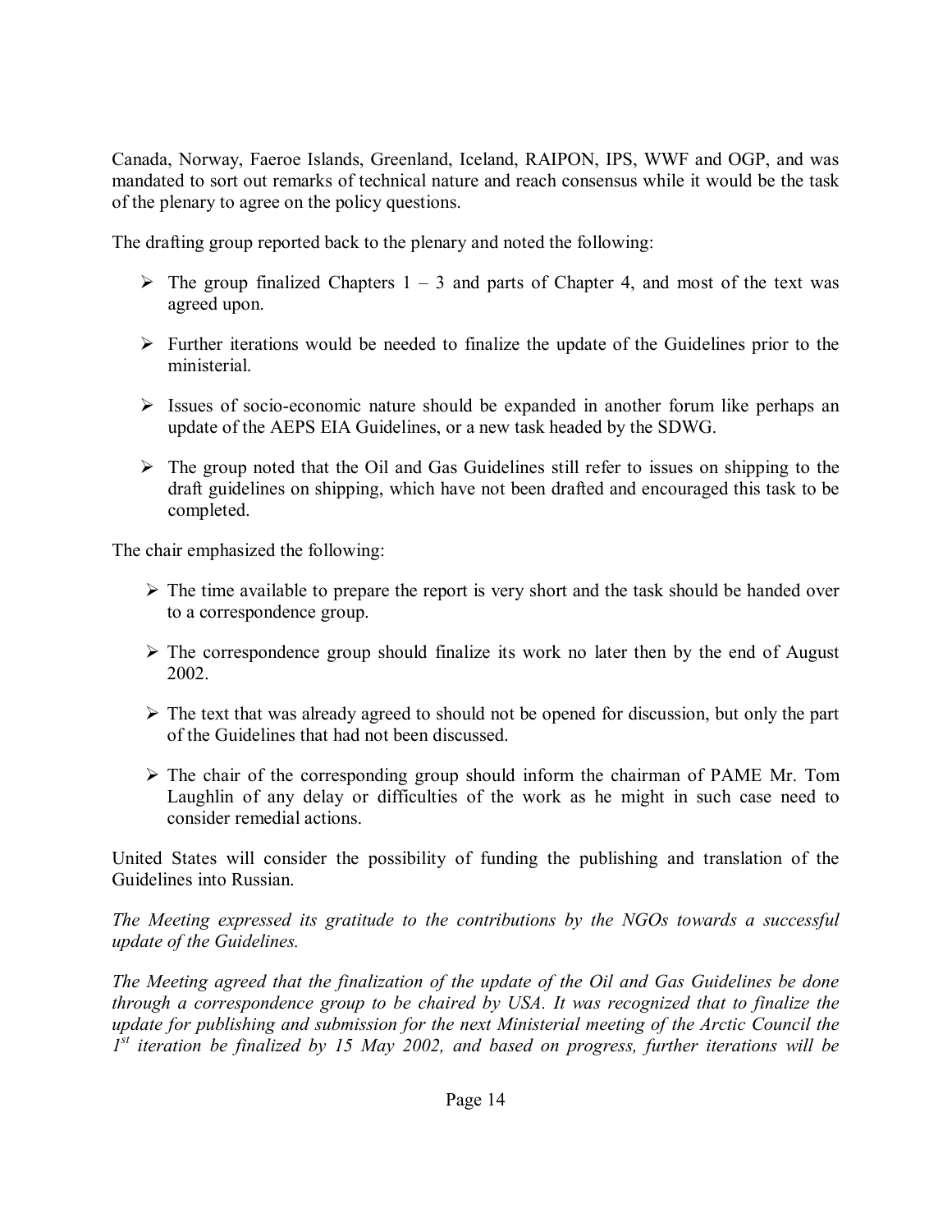Canada, Norway, Faeroe Islands, Greenland, Iceland, RAIPON, IPS, WWF and OGP, and was mandated to sort out remarks of technical nature and reach consensus while it would be the task of the plenary to agree on the policy questions.

The drafting group reported back to the plenary and noted the following:

- The group finalized Chapters 1 – 3 and parts of Chapter 4, and most of the text was agreed upon.
- Further iterations would be needed to finalize the update of the Guidelines prior to the ministerial.
- Issues of socio-economic nature should be expanded in another forum like perhaps an update of the AEPS EIA Guidelines, or a new task headed by the SDWG.
- The group noted that the Oil and Gas Guidelines still refer to issues on shipping to the draft guidelines on shipping, which have not been drafted and encouraged this task to be completed.

The chair emphasized the following:

- The time available to prepare the report is very short and the task should be handed over to a correspondence group.
- The correspondence group should finalize its work no later then by the end of August 2002.
- The text that was already agreed to should not be opened for discussion, but only the part of the Guidelines that had not been discussed.
- The chair of the corresponding group should inform the chairman of PAME Mr. Tom Laughlin of any delay or difficulties of the work as he might in such case need to consider remedial actions.

United States will consider the possibility of funding the publishing and translation of the Guidelines into Russian.

*The Meeting expressed its gratitude to the contributions by the NGOs towards a successful update of the Guidelines.*

*The Meeting agreed that the finalization of the update of the Oil and Gas Guidelines be done through a correspondence group to be chaired by USA. It was recognized that to finalize the update for publishing and submission for the next Ministerial meeting of the Arctic Council the 1st iteration be finalized by 15 May 2002, and based on progress, further iterations will be*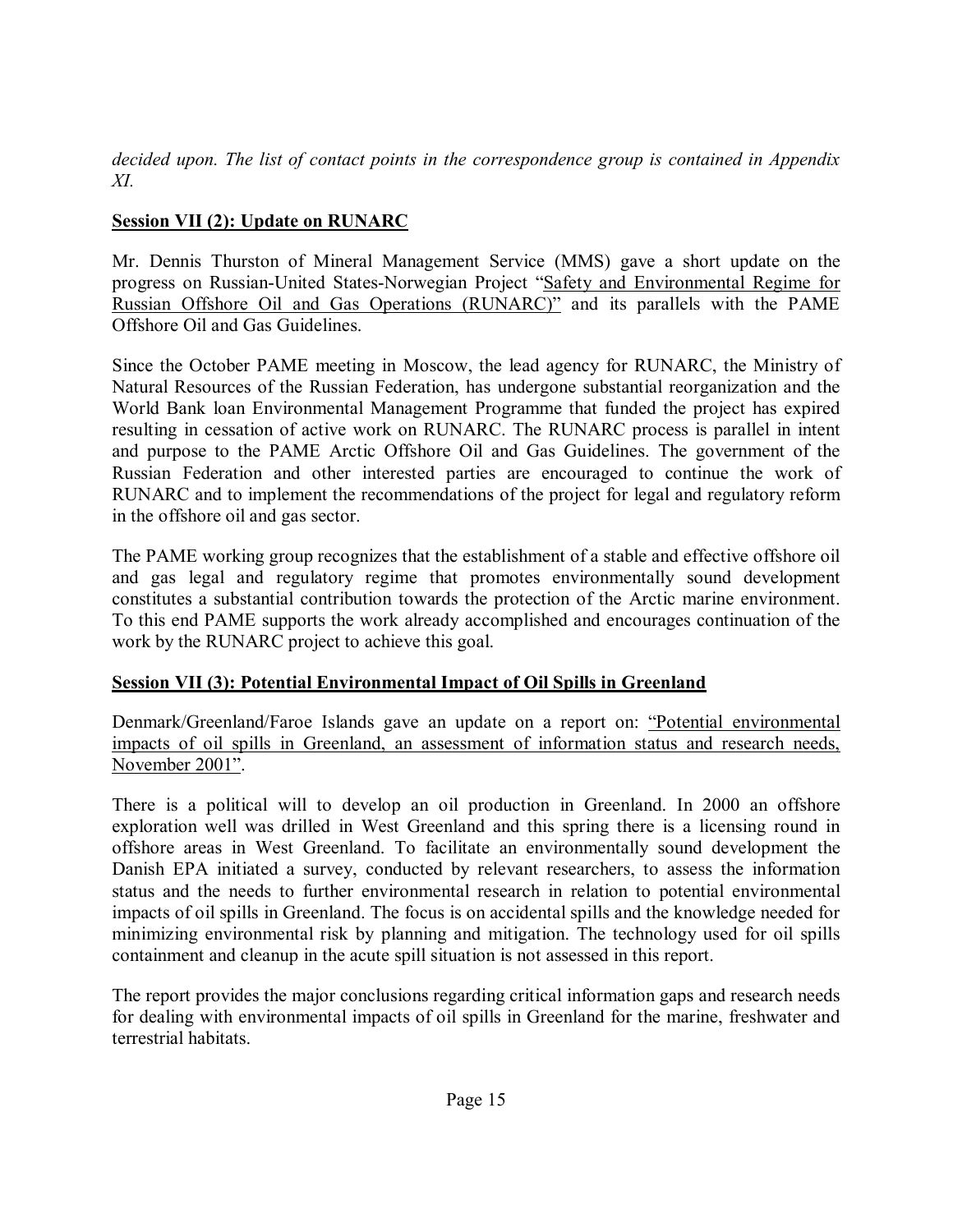*decided upon. The list of contact points in the correspondence group is contained in Appendix XI.*

**Session VII (2): Update on RUNARC**

Mr. Dennis Thurston of Mineral Management Service (MMS) gave a short update on the progress on Russian-United States-Norwegian Project "Safety and Environmental Regime for Russian Offshore Oil and Gas Operations (RUNARC)" and its parallels with the PAME Offshore Oil and Gas Guidelines.

Since the October PAME meeting in Moscow, the lead agency for RUNARC, the Ministry of Natural Resources of the Russian Federation, has undergone substantial reorganization and the World Bank loan Environmental Management Programme that funded the project has expired resulting in cessation of active work on RUNARC. The RUNARC process is parallel in intent and purpose to the PAME Arctic Offshore Oil and Gas Guidelines. The government of the Russian Federation and other interested parties are encouraged to continue the work of RUNARC and to implement the recommendations of the project for legal and regulatory reform in the offshore oil and gas sector.

The PAME working group recognizes that the establishment of a stable and effective offshore oil and gas legal and regulatory regime that promotes environmentally sound development constitutes a substantial contribution towards the protection of the Arctic marine environment. To this end PAME supports the work already accomplished and encourages continuation of the work by the RUNARC project to achieve this goal.

**Session VII (3): Potential Environmental Impact of Oil Spills in Greenland**

Denmark/Greenland/Faroe Islands gave an update on a report on: "Potential environmental impacts of oil spills in Greenland, an assessment of information status and research needs, November 2001".

There is a political will to develop an oil production in Greenland. In 2000 an offshore exploration well was drilled in West Greenland and this spring there is a licensing round in offshore areas in West Greenland. To facilitate an environmentally sound development the Danish EPA initiated a survey, conducted by relevant researchers, to assess the information status and the needs to further environmental research in relation to potential environmental impacts of oil spills in Greenland. The focus is on accidental spills and the knowledge needed for minimizing environmental risk by planning and mitigation. The technology used for oil spills containment and cleanup in the acute spill situation is not assessed in this report.

The report provides the major conclusions regarding critical information gaps and research needs for dealing with environmental impacts of oil spills in Greenland for the marine, freshwater and terrestrial habitats.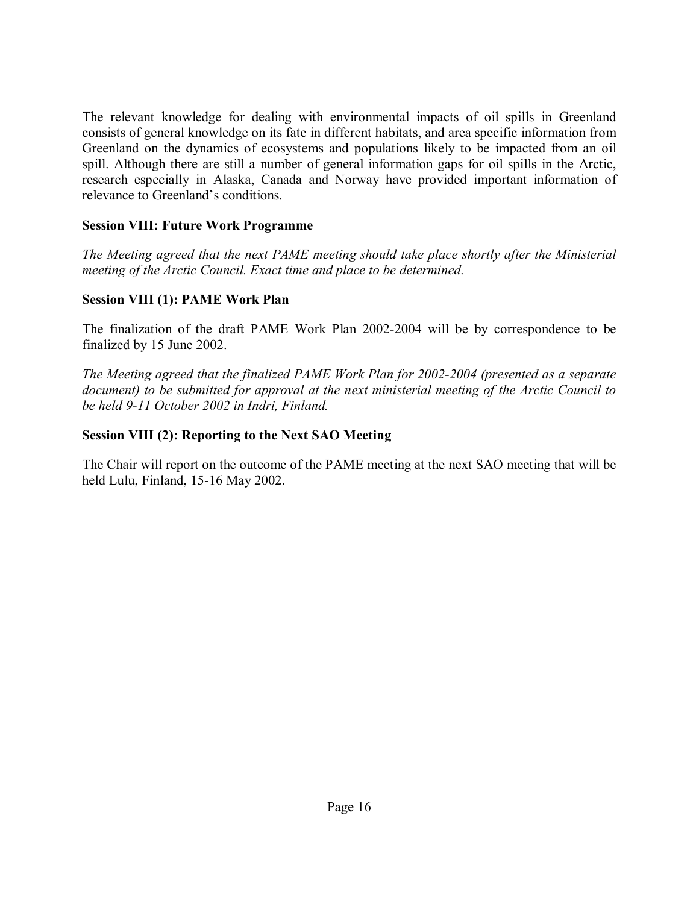The relevant knowledge for dealing with environmental impacts of oil spills in Greenland consists of general knowledge on its fate in different habitats, and area specific information from Greenland on the dynamics of ecosystems and populations likely to be impacted from an oil spill. Although there are still a number of general information gaps for oil spills in the Arctic, research especially in Alaska, Canada and Norway have provided important information of relevance to Greenland's conditions.

**Session VIII: Future Work Programme**

*The Meeting agreed that the next PAME meeting should take place shortly after the Ministerial meeting of the Arctic Council. Exact time and place to be determined.*

**Session VIII (1): PAME Work Plan**

The finalization of the draft PAME Work Plan 2002-2004 will be by correspondence to be finalized by 15 June 2002.

*The Meeting agreed that the finalized PAME Work Plan for 2002-2004 (presented as a separate document) to be submitted for approval at the next ministerial meeting of the Arctic Council to be held 9-11 October 2002 in Indri, Finland.*

**Session VIII (2): Reporting to the Next SAO Meeting**

The Chair will report on the outcome of the PAME meeting at the next SAO meeting that will be held Lulu, Finland, 15-16 May 2002.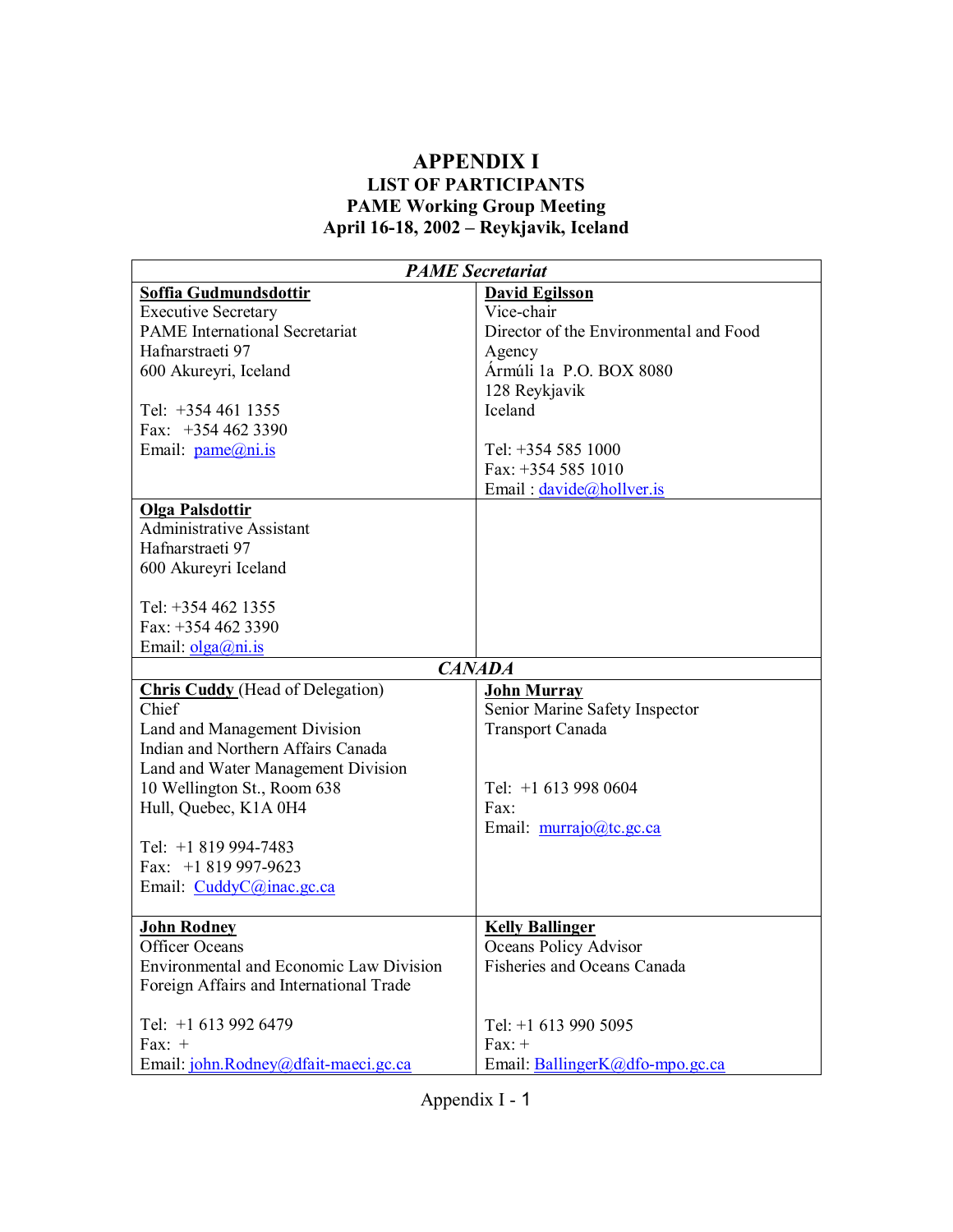# APPENDIX I

## LIST OF PARTICIPANTS

## PAME Working Group Meeting

## April 16-18, 2002 – Reykjavik, Iceland

| *PAME Secretariat* | |
|---|---|
| **Soffia Gudmundsdottir**<br>Executive Secretary<br>PAME International Secretariat<br>Hafnarstraeti 97<br>600 Akureyri, Iceland<br><br>Tel: +354 461 1355<br>Fax: +354 462 3390<br>Email: pame@ni.is | **David Egilsson**<br>Vice-chair<br>Director of the Environmental and Food Agency<br>Ármúli 1a P.O. BOX 8080<br>128 Reykjavik<br>Iceland<br><br>Tel: +354 585 1000<br>Fax: +354 585 1010<br>Email : davide@hollver.is |
| **Olga Palsdottir**<br>Administrative Assistant<br>Hafnarstraeti 97<br>600 Akureyri Iceland<br><br>Tel: +354 462 1355<br>Fax: +354 462 3390<br>Email: olga@ni.is | |
| ***CANADA*** | |
| **Chris Cuddy** (Head of Delegation)<br>Chief<br>Land and Management Division<br>Indian and Northern Affairs Canada<br>Land and Water Management Division<br>10 Wellington St., Room 638<br>Hull, Quebec, K1A 0H4<br><br>Tel: +1 819 994-7483<br>Fax: +1 819 997-9623<br>Email: CuddyC@inac.gc.ca | **John Murray**<br>Senior Marine Safety Inspector<br>Transport Canada<br><br>Tel: +1 613 998 0604<br>Fax:<br>Email: murrajo@tc.gc.ca |
| **John Rodney**<br>Officer Oceans<br>Environmental and Economic Law Division<br>Foreign Affairs and International Trade<br><br>Tel: +1 613 992 6479<br>Fax: +<br>Email: john.Rodney@dfait-maeci.gc.ca | **Kelly Ballinger**<br>Oceans Policy Advisor<br>Fisheries and Oceans Canada<br><br>Tel: +1 613 990 5095<br>Fax: +<br>Email: BallingerK@dfo-mpo.gc.ca |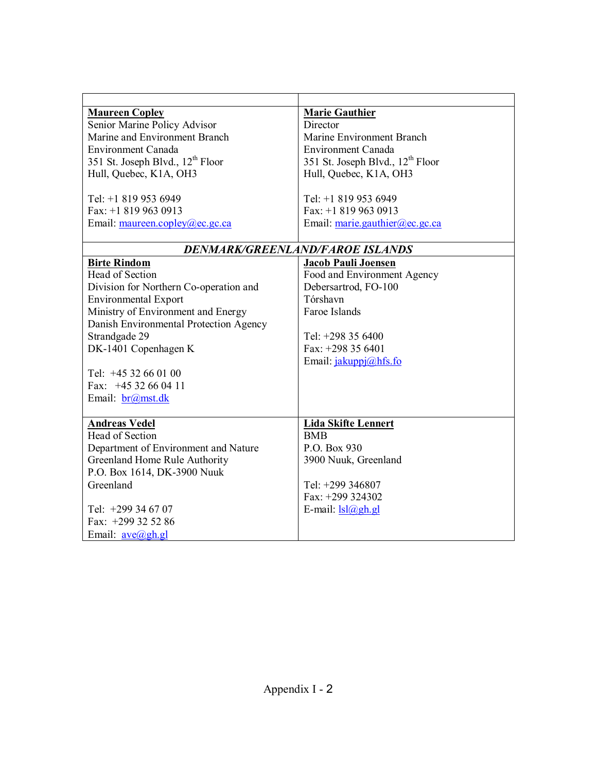| | |
|---|---|
| **Maureen Copley**<br>Senior Marine Policy Advisor<br>Marine and Environment Branch<br>Environment Canada<br>351 St. Joseph Blvd., 12th Floor<br>Hull, Quebec, K1A, OH3<br><br>Tel: +1 819 953 6949<br>Fax: +1 819 963 0913<br>Email: maureen.copley@ec.gc.ca | **Marie Gauthier**<br>Director<br>Marine Environment Branch<br>Environment Canada<br>351 St. Joseph Blvd., 12th Floor<br>Hull, Quebec, K1A, OH3<br><br>Tel: +1 819 953 6949<br>Fax: +1 819 963 0913<br>Email: marie.gauthier@ec.gc.ca |
| ***DENMARK/GREENLAND/FAROE ISLANDS*** | |
| **Birte Rindom**<br>Head of Section<br>Division for Northern Co-operation and Environmental Export<br>Ministry of Environment and Energy<br>Danish Environmental Protection Agency<br>Strandgade 29<br>DK-1401 Copenhagen K<br><br>Tel: +45 32 66 01 00<br>Fax: +45 32 66 04 11<br>Email: br@mst.dk | **Jacob Pauli Joensen**<br>Food and Environment Agency<br>Debersartrod, FO-100<br>Tórshavn<br>Faroe Islands<br><br>Tel: +298 35 6400<br>Fax: +298 35 6401<br>Email: jakuppj@hfs.fo |
| **Andreas Vedel**<br>Head of Section<br>Department of Environment and Nature<br>Greenland Home Rule Authority<br>P.O. Box 1614, DK-3900 Nuuk<br>Greenland<br><br>Tel: +299 34 67 07<br>Fax: +299 32 52 86<br>Email: ave@gh.gl | **Lida Skifte Lennert**<br>BMB<br>P.O. Box 930<br>3900 Nuuk, Greenland<br><br>Tel: +299 346807<br>Fax: +299 324302<br>E-mail: lsl@gh.gl |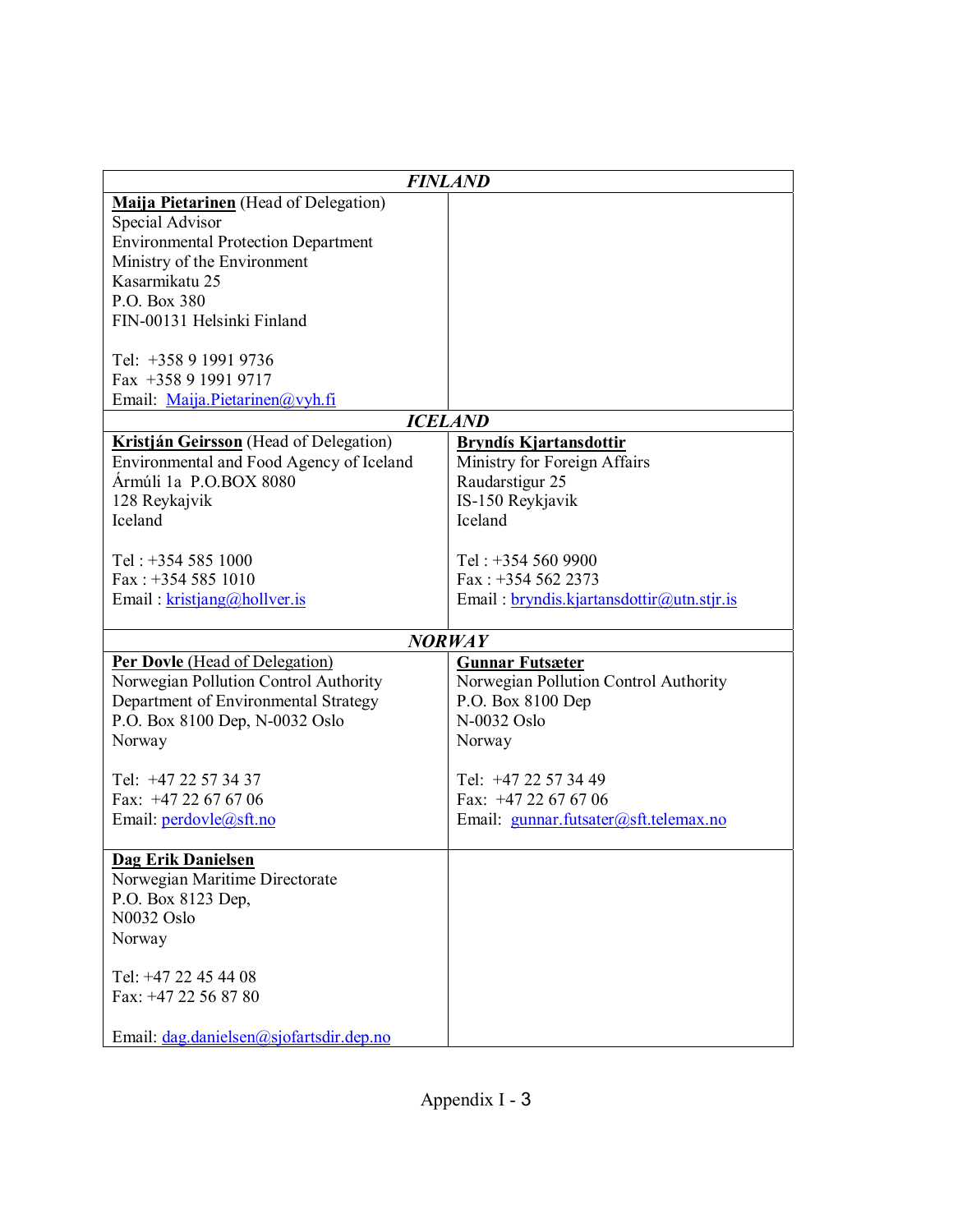| *FINLAND* | |
|---|---|
| **Maija Pietarinen** (Head of Delegation)<br>Special Advisor<br>Environmental Protection Department<br>Ministry of the Environment<br>Kasarmikatu 25<br>P.O. Box 380<br>FIN-00131 Helsinki Finland<br><br>Tel: +358 9 1991 9736<br>Fax +358 9 1991 9717<br>Email: Maija.Pietarinen@vyh.fi | |
| ***ICELAND*** | |
| **Kristján Geirsson** (Head of Delegation)<br>Environmental and Food Agency of Iceland<br>Ármúli 1a P.O.BOX 8080<br>128 Reykajvik<br>Iceland<br><br>Tel : +354 585 1000<br>Fax : +354 585 1010<br>Email : kristjang@hollver.is | **Bryndís Kjartansdottir**<br>Ministry for Foreign Affairs<br>Raudarstigur 25<br>IS-150 Reykjavik<br>Iceland<br><br>Tel : +354 560 9900<br>Fax : +354 562 2373<br>Email : bryndis.kjartansdottir@utn.stjr.is |
| ***NORWAY*** | |
| **Per Dovle** (Head of Delegation)<br>Norwegian Pollution Control Authority<br>Department of Environmental Strategy<br>P.O. Box 8100 Dep, N-0032 Oslo<br>Norway<br><br>Tel: +47 22 57 34 37<br>Fax: +47 22 67 67 06<br>Email: perdovle@sft.no | **Gunnar Futsæter**<br>Norwegian Pollution Control Authority<br>P.O. Box 8100 Dep<br>N-0032 Oslo<br>Norway<br><br>Tel: +47 22 57 34 49<br>Fax: +47 22 67 67 06<br>Email: gunnar.futsater@sft.telemax.no |
| **Dag Erik Danielsen**<br>Norwegian Maritime Directorate<br>P.O. Box 8123 Dep,<br>N0032 Oslo<br>Norway<br><br>Tel: +47 22 45 44 08<br>Fax: +47 22 56 87 80<br><br>Email: dag.danielsen@sjofartsdir.dep.no | |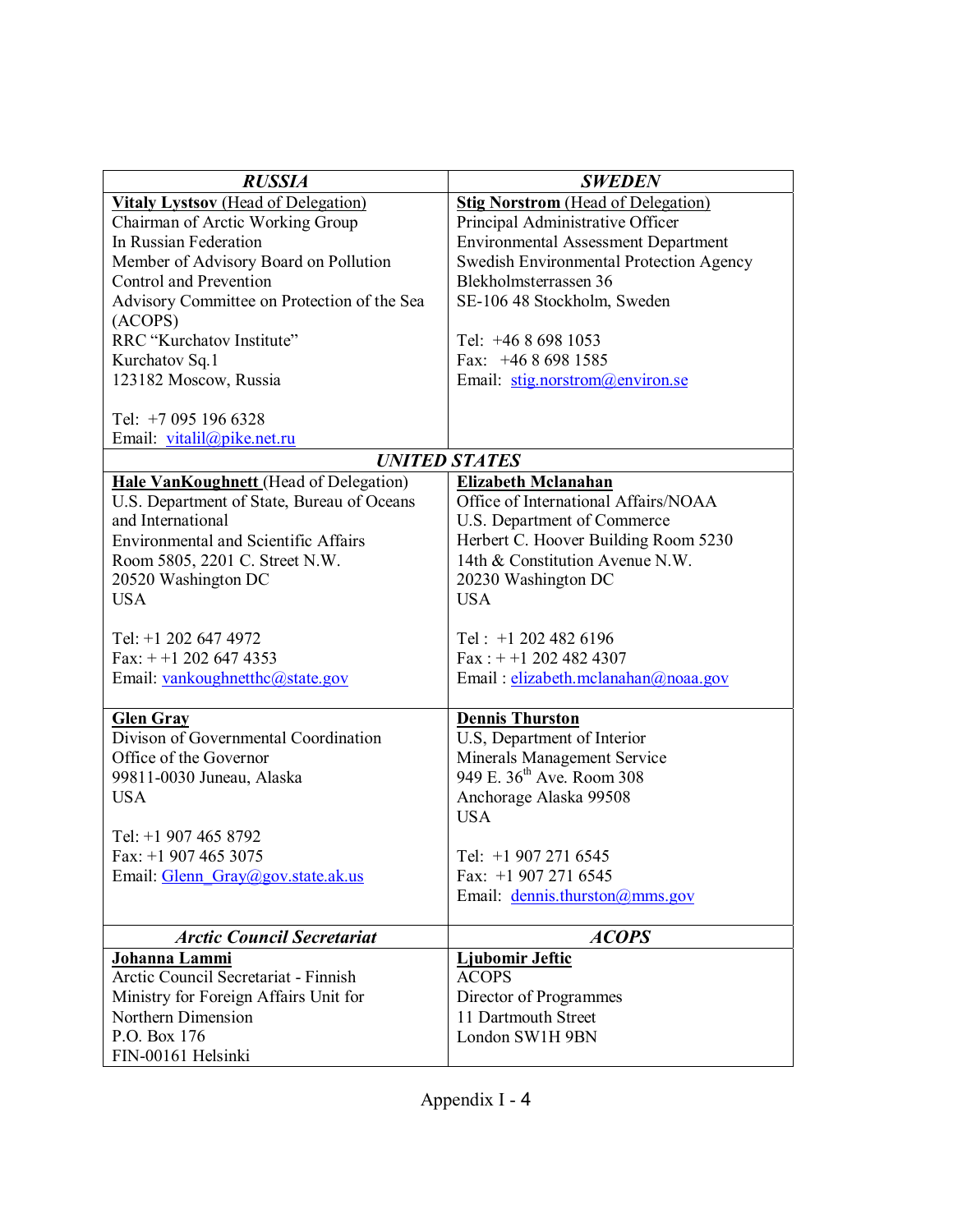| *RUSSIA* | *SWEDEN* |
|---|---|
| **Vitaly Lystsov** (Head of Delegation)<br>Chairman of Arctic Working Group<br>In Russian Federation<br>Member of Advisory Board on Pollution Control and Prevention<br>Advisory Committee on Protection of the Sea (ACOPS)<br>RRC "Kurchatov Institute"<br>Kurchatov Sq.1<br>123182 Moscow, Russia<br><br>Tel: +7 095 196 6328<br>Email: vitalil@pike.net.ru | **Stig Norstrom** (Head of Delegation)<br>Principal Administrative Officer<br>Environmental Assessment Department<br>Swedish Environmental Protection Agency<br>Blekholmsterrassen 36<br>SE-106 48 Stockholm, Sweden<br><br>Tel: +46 8 698 1053<br>Fax: +46 8 698 1585<br>Email: stig.norstrom@environ.se |
| *UNITED STATES* | |
| **Hale VanKoughnett** (Head of Delegation)<br>U.S. Department of State, Bureau of Oceans and International<br>Environmental and Scientific Affairs<br>Room 5805, 2201 C. Street N.W.<br>20520 Washington DC<br>USA<br><br>Tel: +1 202 647 4972<br>Fax: + +1 202 647 4353<br>Email: vankoughnetthc@state.gov | **Elizabeth Mclanahan**<br>Office of International Affairs/NOAA<br>U.S. Department of Commerce<br>Herbert C. Hoover Building Room 5230<br>14th & Constitution Avenue N.W.<br>20230 Washington DC<br>USA<br><br>Tel : +1 202 482 6196<br>Fax : + +1 202 482 4307<br>Email : elizabeth.mclanahan@noaa.gov |
| **Glen Gray**<br>Divison of Governmental Coordination<br>Office of the Governor<br>99811-0030 Juneau, Alaska<br>USA<br><br>Tel: +1 907 465 8792<br>Fax: +1 907 465 3075<br>Email: Glenn_Gray@gov.state.ak.us | **Dennis Thurston**<br>U.S, Department of Interior<br>Minerals Management Service<br>949 E. 36th Ave. Room 308<br>Anchorage Alaska 99508<br>USA<br><br>Tel: +1 907 271 6545<br>Fax: +1 907 271 6545<br>Email: dennis.thurston@mms.gov |
| *Arctic Council Secretariat* | *ACOPS* |
| **Johanna Lammi**<br>Arctic Council Secretariat - Finnish Ministry for Foreign Affairs Unit for Northern Dimension<br>P.O. Box 176<br>FIN-00161 Helsinki | **Ljubomir Jeftic**<br>ACOPS<br>Director of Programmes<br>11 Dartmouth Street<br>London SW1H 9BN |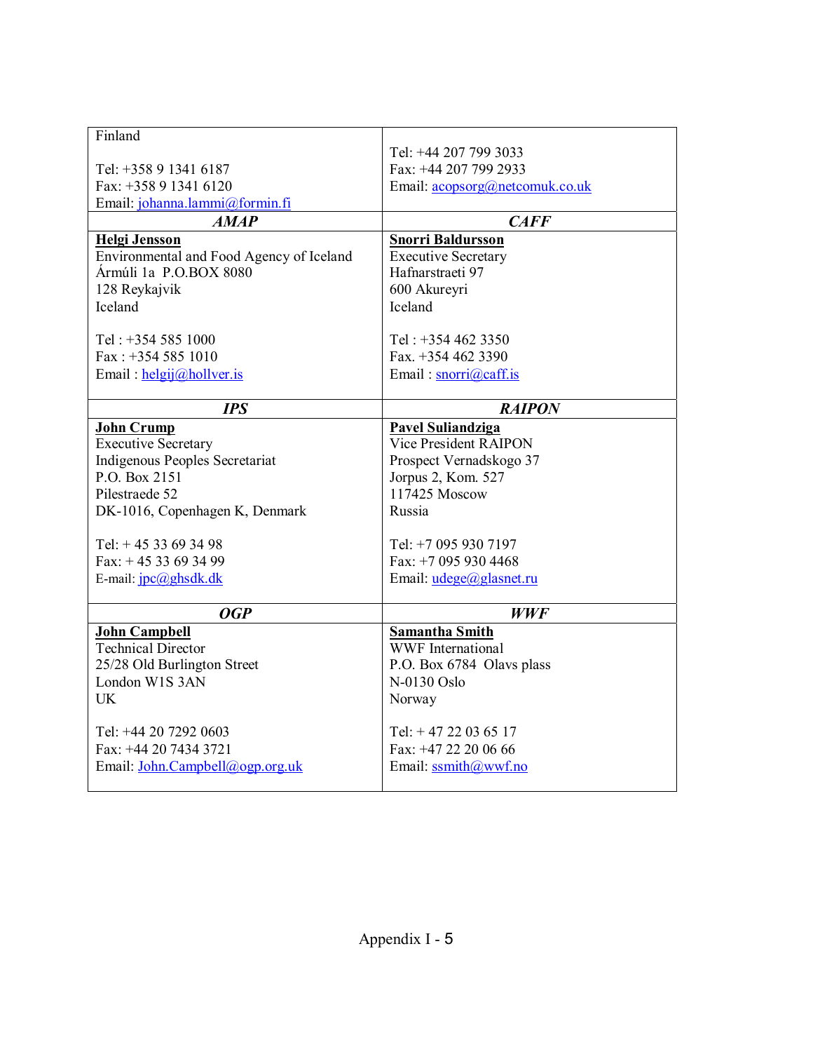| Finland<br><br>Tel: +358 9 1341 6187<br>Fax: +358 9 1341 6120<br>Email: johanna.lammi@formin.fi | <br>Tel: +44 207 799 3033<br>Fax: +44 207 799 2933<br>Email: acopsorg@netcomuk.co.uk |
|---|---|
| ***AMAP*** | ***CAFF*** |
| **Helgi Jensson**<br>Environmental and Food Agency of Iceland<br>Ármúli 1a  P.O.BOX 8080<br>128 Reykajvik<br>Iceland<br><br>Tel : +354 585 1000<br>Fax : +354 585 1010<br>Email : helgij@hollver.is | **Snorri Baldursson**<br>Executive Secretary<br>Hafnarstraeti 97<br>600 Akureyri<br>Iceland<br><br>Tel : +354 462 3350<br>Fax. +354 462 3390<br>Email : snorri@caff.is |
| ***IPS*** | ***RAIPON*** |
| **John Crump**<br>Executive Secretary<br>Indigenous Peoples Secretariat<br>P.O. Box 2151<br>Pilestraede 52<br>DK-1016, Copenhagen K, Denmark<br><br>Tel: + 45 33 69 34 98<br>Fax: + 45 33 69 34 99<br>E-mail: jpc@ghsdk.dk | **Pavel Suliandziga**<br>Vice President RAIPON<br>Prospect Vernadskogo 37<br>Jorpus 2, Kom. 527<br>117425 Moscow<br>Russia<br><br>Tel: +7 095 930 7197<br>Fax: +7 095 930 4468<br>Email: udege@glasnet.ru |
| ***OGP*** | ***WWF*** |
| **John Campbell**<br>Technical Director<br>25/28 Old Burlington Street<br>London W1S 3AN<br>UK<br><br>Tel: +44 20 7292 0603<br>Fax: +44 20 7434 3721<br>Email: John.Campbell@ogp.org.uk | **Samantha Smith**<br>WWF International<br>P.O. Box 6784  Olavs plass<br>N-0130 Oslo<br>Norway<br><br>Tel: + 47 22 03 65 17<br>Fax: +47 22 20 06 66<br>Email: ssmith@wwf.no |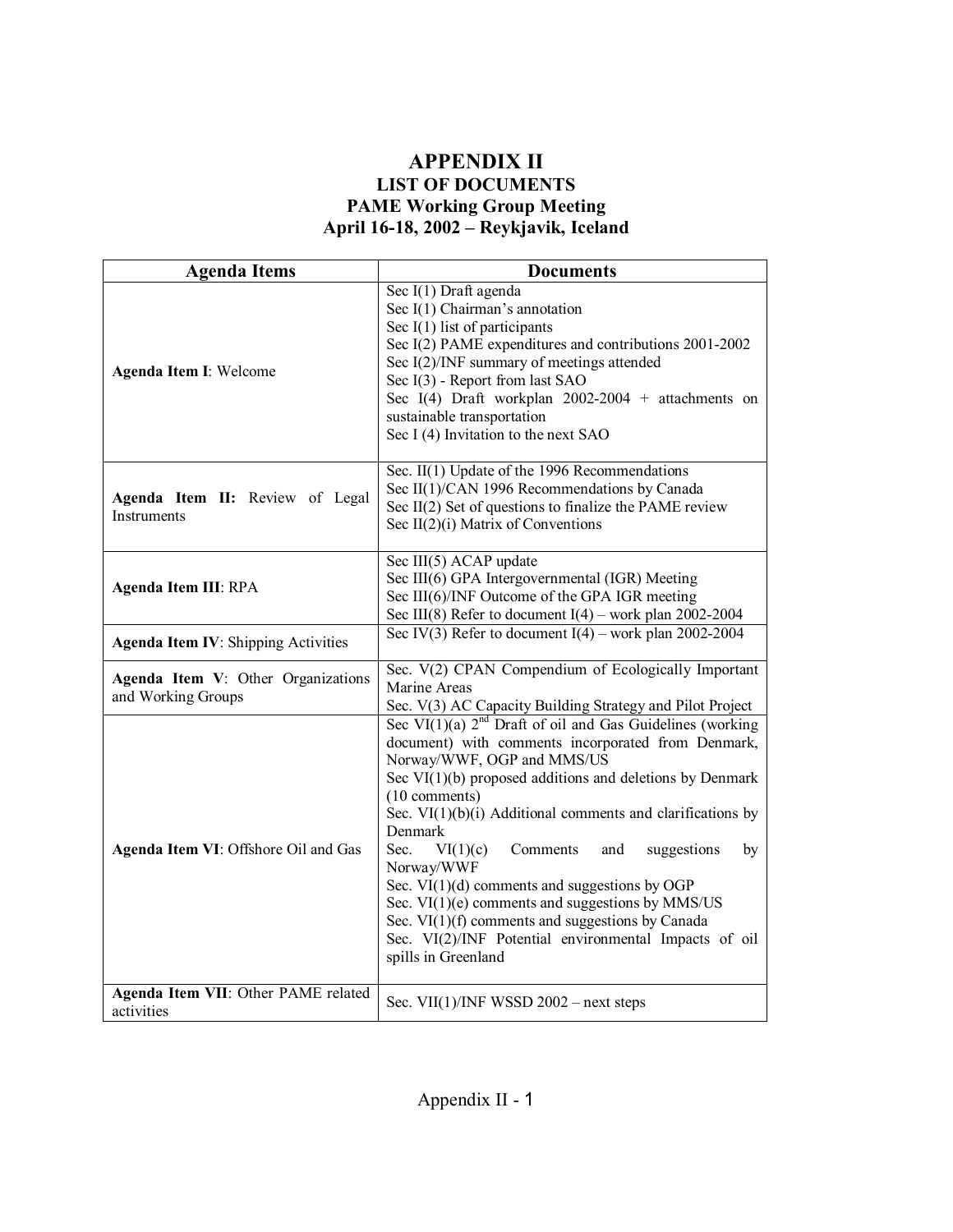# APPENDIX II

## LIST OF DOCUMENTS

## PAME Working Group Meeting

## April 16-18, 2002 – Reykjavik, Iceland

| Agenda Items | Documents |
|---|---|
| **Agenda Item I**: Welcome | Sec I(1) Draft agenda<br>Sec I(1) Chairman's annotation<br>Sec I(1) list of participants<br>Sec I(2) PAME expenditures and contributions 2001-2002<br>Sec I(2)/INF summary of meetings attended<br>Sec I(3) - Report from last SAO<br>Sec I(4) Draft workplan 2002-2004 + attachments on sustainable transportation<br>Sec I (4) Invitation to the next SAO |
| **Agenda Item II:** Review of Legal Instruments | Sec. II(1) Update of the 1996 Recommendations<br>Sec II(1)/CAN 1996 Recommendations by Canada<br>Sec II(2) Set of questions to finalize the PAME review<br>Sec II(2)(i) Matrix of Conventions |
| **Agenda Item III**: RPA | Sec III(5) ACAP update<br>Sec III(6) GPA Intergovernmental (IGR) Meeting<br>Sec III(6)/INF Outcome of the GPA IGR meeting<br>Sec III(8) Refer to document I(4) – work plan 2002-2004 |
| **Agenda Item IV**: Shipping Activities | Sec IV(3) Refer to document I(4) – work plan 2002-2004 |
| **Agenda Item V**: Other Organizations and Working Groups | Sec. V(2) CPAN Compendium of Ecologically Important Marine Areas<br>Sec. V(3) AC Capacity Building Strategy and Pilot Project |
| **Agenda Item VI**: Offshore Oil and Gas | Sec VI(1)(a) 2nd Draft of oil and Gas Guidelines (working document) with comments incorporated from Denmark, Norway/WWF, OGP and MMS/US<br>Sec VI(1)(b) proposed additions and deletions by Denmark (10 comments)<br>Sec. VI(1)(b)(i) Additional comments and clarifications by Denmark<br>Sec. VI(1)(c) Comments and suggestions by Norway/WWF<br>Sec. VI(1)(d) comments and suggestions by OGP<br>Sec. VI(1)(e) comments and suggestions by MMS/US<br>Sec. VI(1)(f) comments and suggestions by Canada<br>Sec. VI(2)/INF Potential environmental Impacts of oil spills in Greenland |
| **Agenda Item VII**: Other PAME related activities | Sec. VII(1)/INF WSSD 2002 – next steps |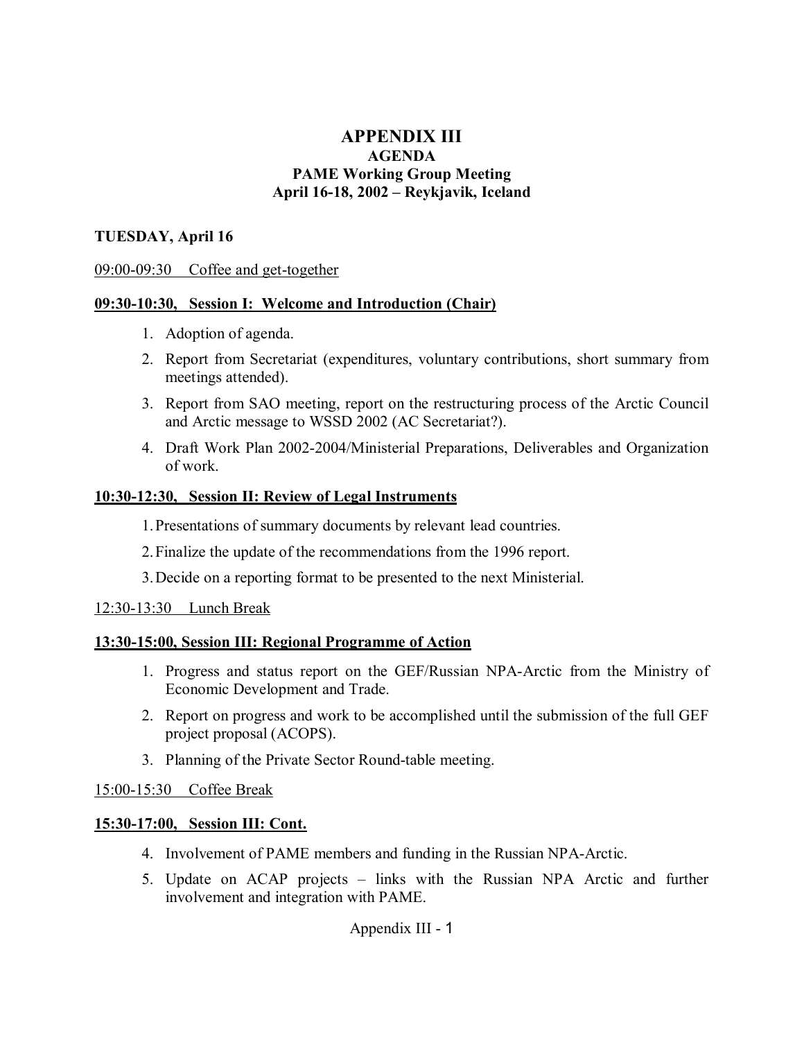# APPENDIX III

## AGENDA

## PAME Working Group Meeting

## April 16-18, 2002 – Reykjavik, Iceland

**TUESDAY, April 16**

09:00-09:30 Coffee and get-together

**09:30-10:30, Session I: Welcome and Introduction (Chair)**

1. Adoption of agenda.
2. Report from Secretariat (expenditures, voluntary contributions, short summary from meetings attended).
3. Report from SAO meeting, report on the restructuring process of the Arctic Council and Arctic message to WSSD 2002 (AC Secretariat?).
4. Draft Work Plan 2002-2004/Ministerial Preparations, Deliverables and Organization of work.

**10:30-12:30, Session II: Review of Legal Instruments**

1. Presentations of summary documents by relevant lead countries.
2. Finalize the update of the recommendations from the 1996 report.
3. Decide on a reporting format to be presented to the next Ministerial.

12:30-13:30 Lunch Break

**13:30-15:00, Session III: Regional Programme of Action**

1. Progress and status report on the GEF/Russian NPA-Arctic from the Ministry of Economic Development and Trade.
2. Report on progress and work to be accomplished until the submission of the full GEF project proposal (ACOPS).
3. Planning of the Private Sector Round-table meeting.

15:00-15:30 Coffee Break

**15:30-17:00, Session III: Cont.**

4. Involvement of PAME members and funding in the Russian NPA-Arctic.
5. Update on ACAP projects – links with the Russian NPA Arctic and further involvement and integration with PAME.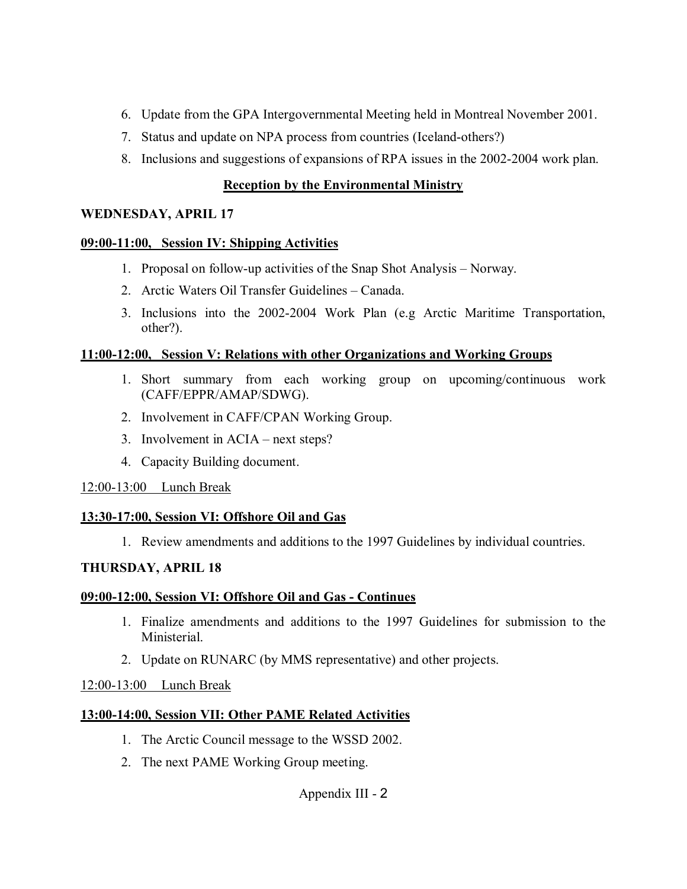6. Update from the GPA Intergovernmental Meeting held in Montreal November 2001.
7. Status and update on NPA process from countries (Iceland-others?)
8. Inclusions and suggestions of expansions of RPA issues in the 2002-2004 work plan.

**Reception by the Environmental Ministry**

**WEDNESDAY, APRIL 17**

**09:00-11:00, Session IV: Shipping Activities**

1. Proposal on follow-up activities of the Snap Shot Analysis – Norway.
2. Arctic Waters Oil Transfer Guidelines – Canada.
3. Inclusions into the 2002-2004 Work Plan (e.g Arctic Maritime Transportation, other?).

**11:00-12:00, Session V: Relations with other Organizations and Working Groups**

1. Short summary from each working group on upcoming/continuous work (CAFF/EPPR/AMAP/SDWG).
2. Involvement in CAFF/CPAN Working Group.
3. Involvement in ACIA – next steps?
4. Capacity Building document.

12:00-13:00 Lunch Break

**13:30-17:00, Session VI: Offshore Oil and Gas**

1. Review amendments and additions to the 1997 Guidelines by individual countries.

**THURSDAY, APRIL 18**

**09:00-12:00, Session VI: Offshore Oil and Gas - Continues**

1. Finalize amendments and additions to the 1997 Guidelines for submission to the Ministerial.
2. Update on RUNARC (by MMS representative) and other projects.

12:00-13:00 Lunch Break

**13:00-14:00, Session VII: Other PAME Related Activities**

1. The Arctic Council message to the WSSD 2002.
2. The next PAME Working Group meeting.

Appendix III - 2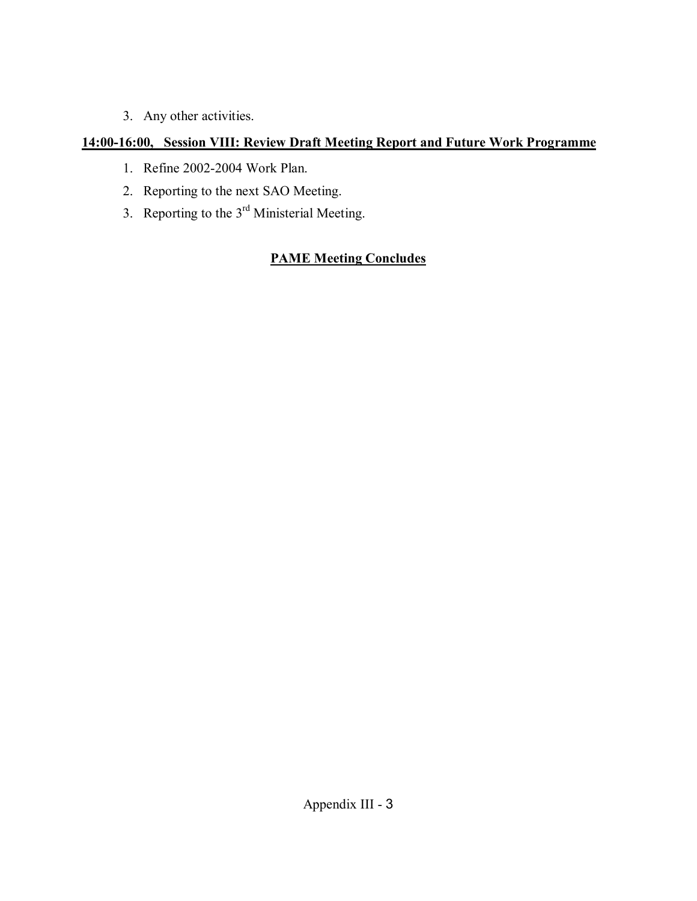3. Any other activities.

**14:00-16:00, Session VIII: Review Draft Meeting Report and Future Work Programme**

1. Refine 2002-2004 Work Plan.
2. Reporting to the next SAO Meeting.
3. Reporting to the 3rd Ministerial Meeting.

**PAME Meeting Concludes**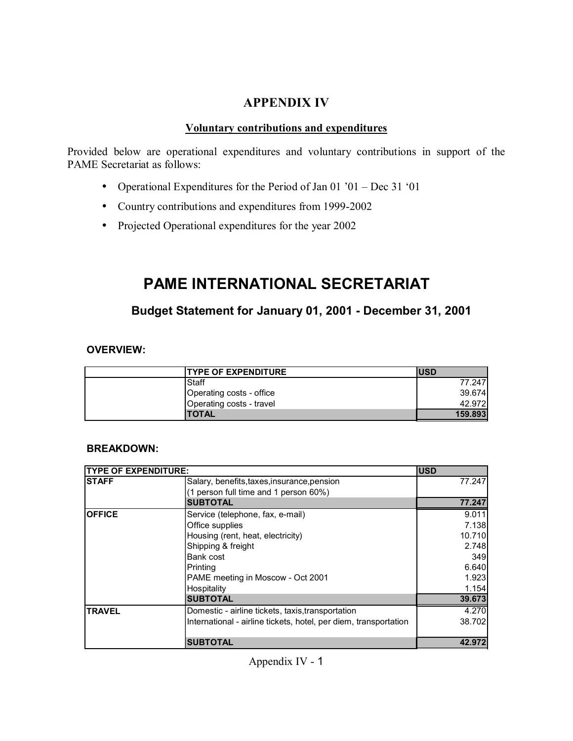## APPENDIX IV

### Voluntary contributions and expenditures

Provided below are operational expenditures and voluntary contributions in support of the PAME Secretariat as follows:

- Operational Expenditures for the Period of Jan 01 '01 – Dec 31 '01
- Country contributions and expenditures from 1999-2002
- Projected Operational expenditures for the year 2002

# PAME INTERNATIONAL SECRETARIAT

## Budget Statement for January 01, 2001 - December 31, 2001

**OVERVIEW:**

| | TYPE OF EXPENDITURE | USD |
|---|---|---|
| | Staff | 77.247 |
| | Operating costs - office | 39.674 |
| | Operating costs - travel | 42.972 |
| | **TOTAL** | **159.893** |

**BREAKDOWN:**

| TYPE OF EXPENDITURE: | | USD |
|---|---|---|
| **STAFF** | Salary, benefits,taxes,insurance,pension | 77.247 |
| | (1 person full time and 1 person 60%) | |
| | **SUBTOTAL** | **77.247** |
| **OFFICE** | Service (telephone, fax, e-mail) | 9.011 |
| | Office supplies | 7.138 |
| | Housing (rent, heat, electricity) | 10.710 |
| | Shipping & freight | 2.748 |
| | Bank cost | 349 |
| | Printing | 6.640 |
| | PAME meeting in Moscow - Oct 2001 | 1.923 |
| | Hospitality | 1.154 |
| | **SUBTOTAL** | **39.673** |
| **TRAVEL** | Domestic - airline tickets, taxis,transportation | 4.270 |
| | International - airline tickets, hotel, per diem, transportation | 38.702 |
| | **SUBTOTAL** | **42.972** |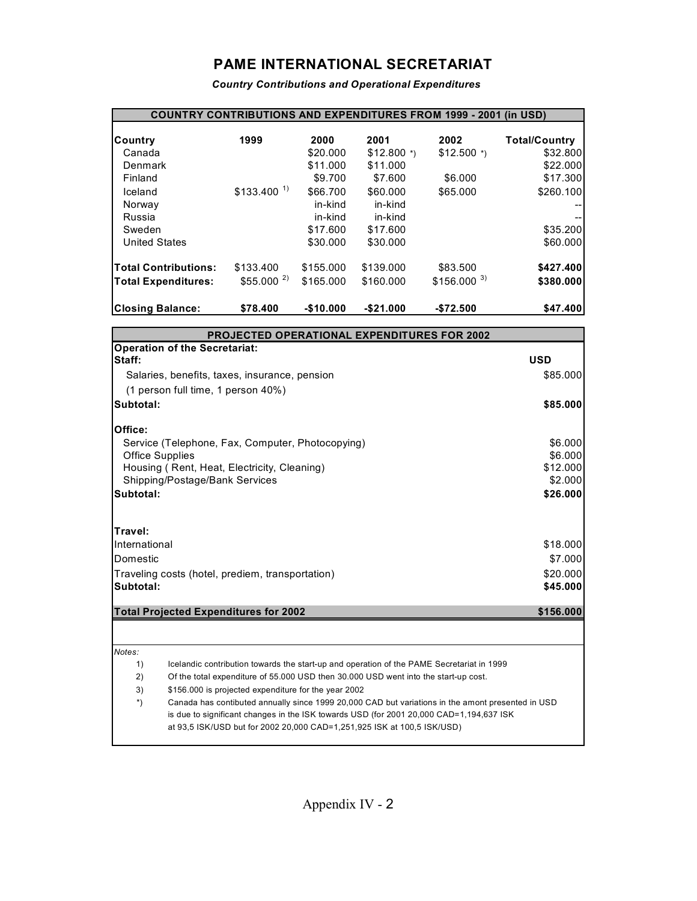# PAME INTERNATIONAL SECRETARIAT

*Country Contributions and Operational Expenditures*

| COUNTRY CONTRIBUTIONS AND EXPENDITURES FROM 1999 - 2001 (in USD) | | | | | |
|---|---|---|---|---|---|
| **Country** | **1999** | **2000** | **2001** | **2002** | **Total/Country** |
| Canada | | $20.000 | $12.800 *) | $12.500 *) | $32.800 |
| Denmark | | $11.000 | $11.000 | | $22.000 |
| Finland | | $9.700 | $7.600 | $6.000 | $17.300 |
| Iceland | $133.400 1) | $66.700 | $60.000 | $65.000 | $260.100 |
| Norway | | in-kind | in-kind | | -- |
| Russia | | in-kind | in-kind | | -- |
| Sweden | | $17.600 | $17.600 | | $35.200 |
| United States | | $30.000 | $30.000 | | $60.000 |
| **Total Contributions:** | $133.400 | $155.000 | $139.000 | $83.500 | **$427.400** |
| **Total Expenditures:** | $55.000 2) | $165.000 | $160.000 | $156.000 3) | **$380.000** |
| **Closing Balance:** | **$78.400** | **-$10.000** | **-$21.000** | **-$72.500** | **$47.400** |

| PROJECTED OPERATIONAL EXPENDITURES FOR 2002 | |
|---|---|
| **Operation of the Secretariat:** | |
| **Staff:** | **USD** |
| Salaries, benefits, taxes, insurance, pension | $85.000 |
| (1 person full time, 1 person 40%) | |
| **Subtotal:** | **$85.000** |
| **Office:** | |
| Service (Telephone, Fax, Computer, Photocopying) | $6.000 |
| Office Supplies | $6.000 |
| Housing ( Rent, Heat, Electricity, Cleaning) | $12.000 |
| Shipping/Postage/Bank Services | $2.000 |
| **Subtotal:** | **$26.000** |
| **Travel:** | |
| International | $18.000 |
| Domestic | $7.000 |
| Traveling costs (hotel, prediem, transportation) | $20.000 |
| **Subtotal:** | **$45.000** |
| **Total Projected Expenditures for 2002** | **$156.000** |

*Notes:*

1) Icelandic contribution towards the start-up and operation of the PAME Secretariat in 1999

2) Of the total expenditure of 55.000 USD then 30.000 USD went into the start-up cost.

3) $156.000 is projected expenditure for the year 2002

*) Canada has contibuted annually since 1999 20,000 CAD but variations in the amont presented in USD is due to significant changes in the ISK towards USD (for 2001 20,000 CAD=1,194,637 ISK at 93,5 ISK/USD but for 2002 20,000 CAD=1,251,925 ISK at 100,5 ISK/USD)

Appendix IV - 2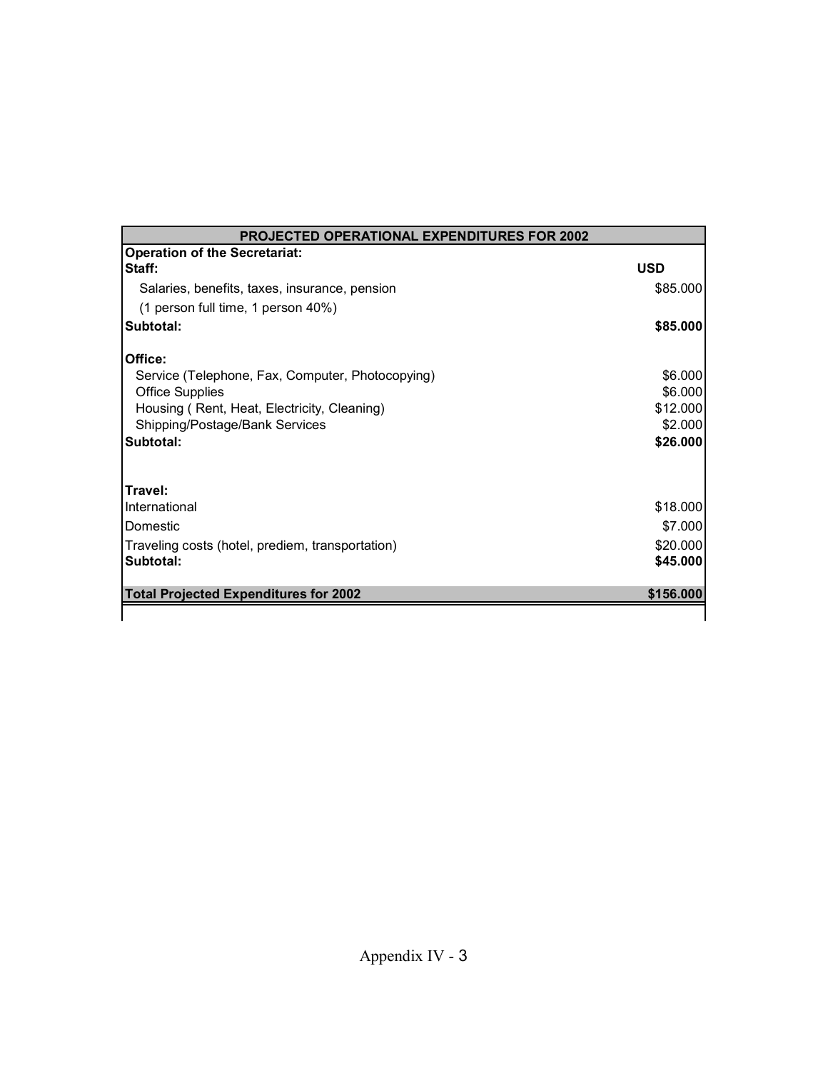| PROJECTED OPERATIONAL EXPENDITURES FOR 2002 | |
|---|---|
| **Operation of the Secretariat:** | |
| **Staff:** | **USD** |
| Salaries, benefits, taxes, insurance, pension | $85.000 |
| (1 person full time, 1 person 40%) | |
| **Subtotal:** | **$85.000** |
| | |
| **Office:** | |
| Service (Telephone, Fax, Computer, Photocopying) | $6.000 |
| Office Supplies | $6.000 |
| Housing ( Rent, Heat, Electricity, Cleaning) | $12.000 |
| Shipping/Postage/Bank Services | $2.000 |
| **Subtotal:** | **$26.000** |
| | |
| **Travel:** | |
| International | $18.000 |
| Domestic | $7.000 |
| Traveling costs (hotel, prediem, transportation) | $20.000 |
| **Subtotal:** | **$45.000** |
| | |
| **Total Projected Expenditures for 2002** | **$156.000** |

Appendix IV - 3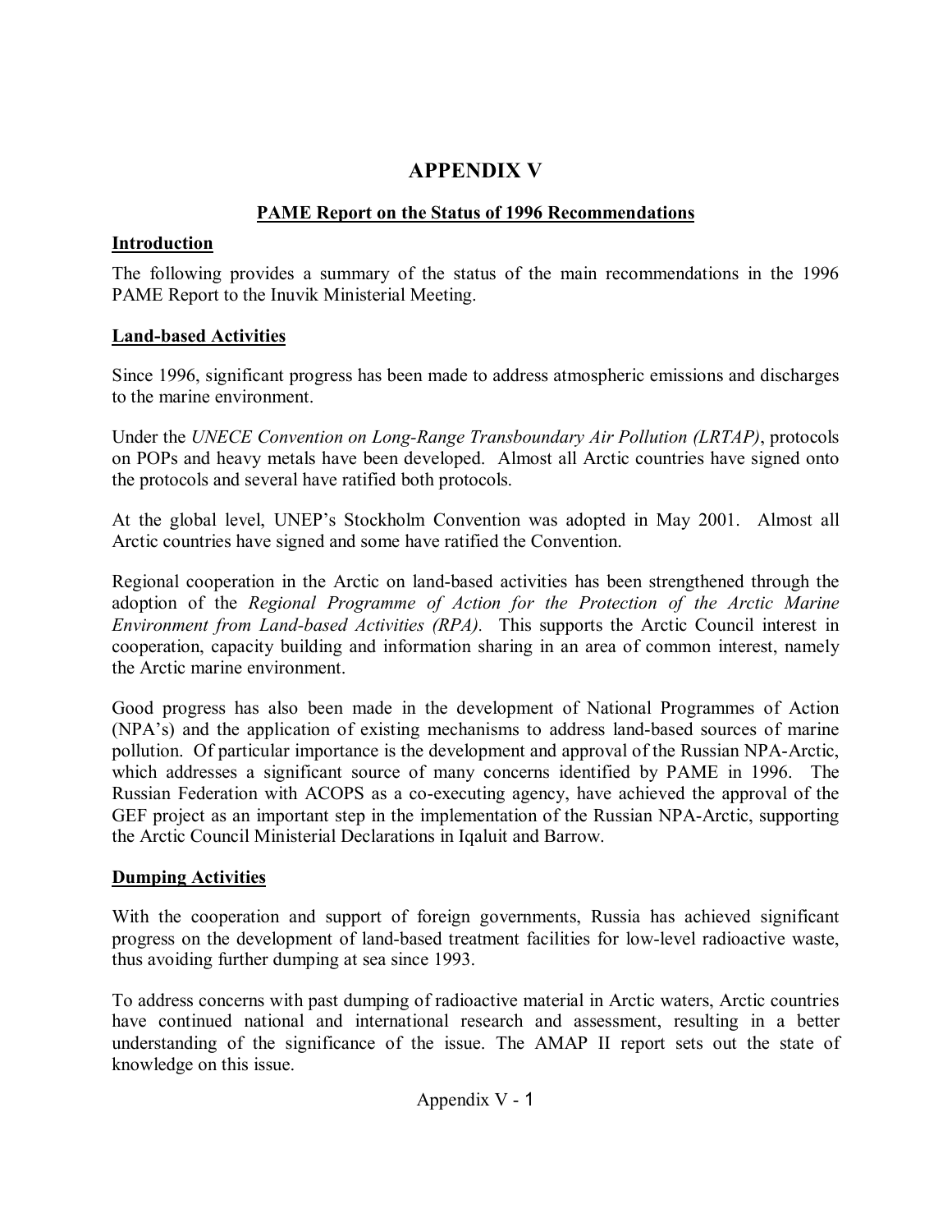# APPENDIX V

## PAME Report on the Status of 1996 Recommendations

### Introduction

The following provides a summary of the status of the main recommendations in the 1996 PAME Report to the Inuvik Ministerial Meeting.

### Land-based Activities

Since 1996, significant progress has been made to address atmospheric emissions and discharges to the marine environment.

Under the *UNECE Convention on Long-Range Transboundary Air Pollution (LRTAP)*, protocols on POPs and heavy metals have been developed. Almost all Arctic countries have signed onto the protocols and several have ratified both protocols.

At the global level, UNEP's Stockholm Convention was adopted in May 2001. Almost all Arctic countries have signed and some have ratified the Convention.

Regional cooperation in the Arctic on land-based activities has been strengthened through the adoption of the *Regional Programme of Action for the Protection of the Arctic Marine Environment from Land-based Activities (RPA).* This supports the Arctic Council interest in cooperation, capacity building and information sharing in an area of common interest, namely the Arctic marine environment.

Good progress has also been made in the development of National Programmes of Action (NPA's) and the application of existing mechanisms to address land-based sources of marine pollution. Of particular importance is the development and approval of the Russian NPA-Arctic, which addresses a significant source of many concerns identified by PAME in 1996. The Russian Federation with ACOPS as a co-executing agency, have achieved the approval of the GEF project as an important step in the implementation of the Russian NPA-Arctic, supporting the Arctic Council Ministerial Declarations in Iqaluit and Barrow.

### Dumping Activities

With the cooperation and support of foreign governments, Russia has achieved significant progress on the development of land-based treatment facilities for low-level radioactive waste, thus avoiding further dumping at sea since 1993.

To address concerns with past dumping of radioactive material in Arctic waters, Arctic countries have continued national and international research and assessment, resulting in a better understanding of the significance of the issue. The AMAP II report sets out the state of knowledge on this issue.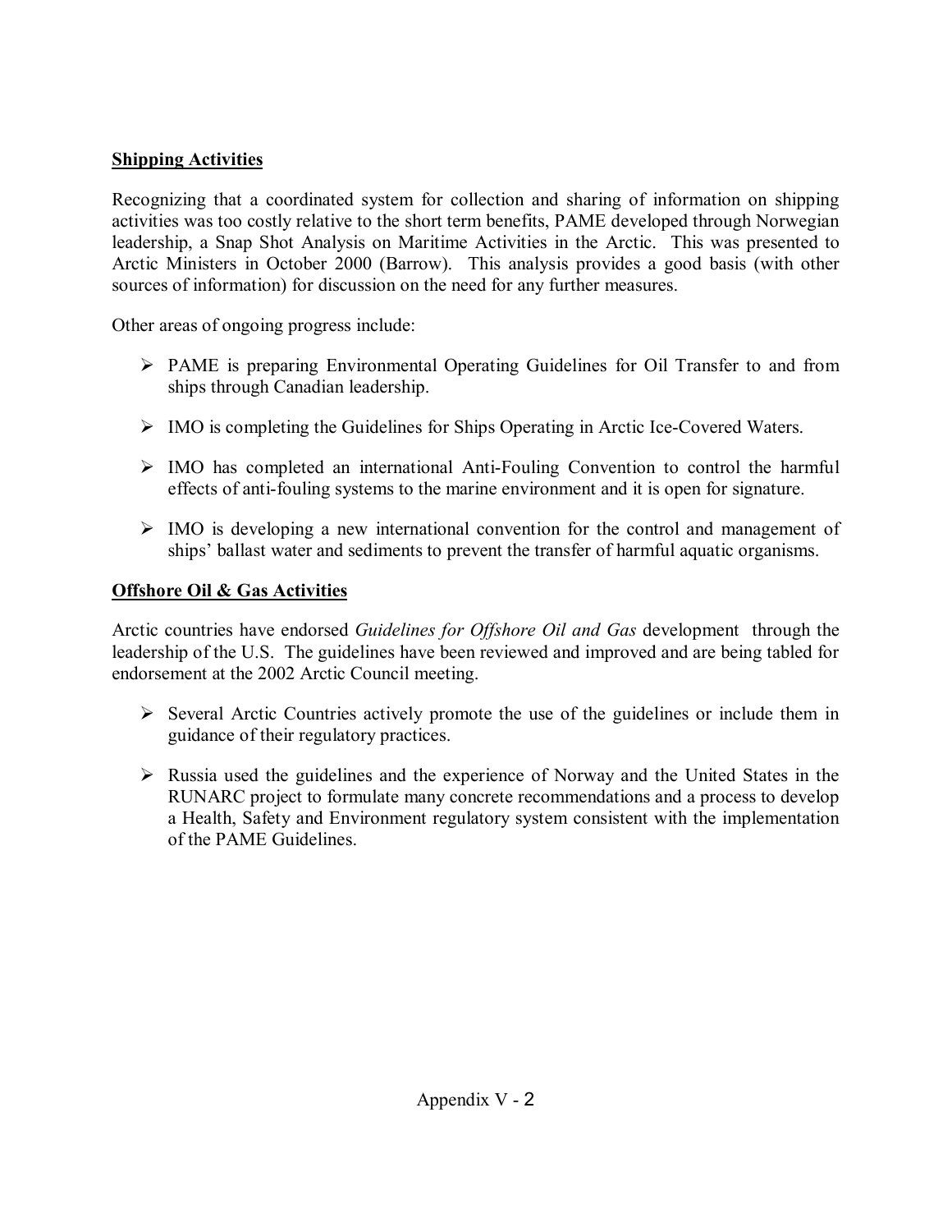**Shipping Activities**

Recognizing that a coordinated system for collection and sharing of information on shipping activities was too costly relative to the short term benefits, PAME developed through Norwegian leadership, a Snap Shot Analysis on Maritime Activities in the Arctic. This was presented to Arctic Ministers in October 2000 (Barrow). This analysis provides a good basis (with other sources of information) for discussion on the need for any further measures.

Other areas of ongoing progress include:

- PAME is preparing Environmental Operating Guidelines for Oil Transfer to and from ships through Canadian leadership.
- IMO is completing the Guidelines for Ships Operating in Arctic Ice-Covered Waters.
- IMO has completed an international Anti-Fouling Convention to control the harmful effects of anti-fouling systems to the marine environment and it is open for signature.
- IMO is developing a new international convention for the control and management of ships' ballast water and sediments to prevent the transfer of harmful aquatic organisms.

**Offshore Oil & Gas Activities**

Arctic countries have endorsed *Guidelines for Offshore Oil and Gas* development through the leadership of the U.S. The guidelines have been reviewed and improved and are being tabled for endorsement at the 2002 Arctic Council meeting.

- Several Arctic Countries actively promote the use of the guidelines or include them in guidance of their regulatory practices.
- Russia used the guidelines and the experience of Norway and the United States in the RUNARC project to formulate many concrete recommendations and a process to develop a Health, Safety and Environment regulatory system consistent with the implementation of the PAME Guidelines.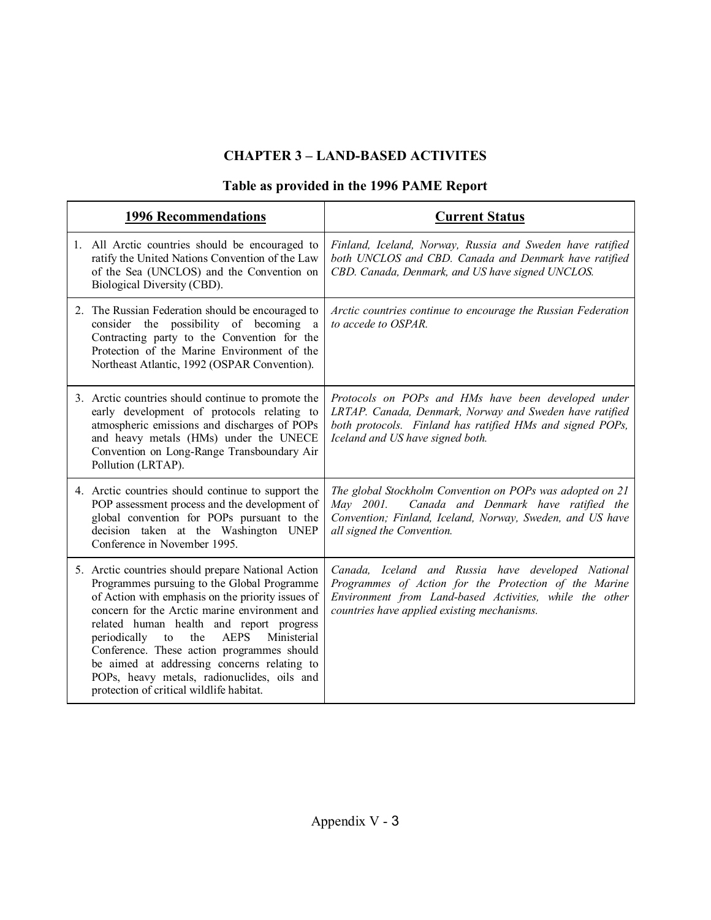## CHAPTER 3 – LAND-BASED ACTIVITES

### Table as provided in the 1996 PAME Report

| 1996 Recommendations | Current Status |
|---|---|
| 1. All Arctic countries should be encouraged to ratify the United Nations Convention of the Law of the Sea (UNCLOS) and the Convention on Biological Diversity (CBD). | *Finland, Iceland, Norway, Russia and Sweden have ratified both UNCLOS and CBD. Canada and Denmark have ratified CBD. Canada, Denmark, and US have signed UNCLOS.* |
| 2. The Russian Federation should be encouraged to consider the possibility of becoming a Contracting party to the Convention for the Protection of the Marine Environment of the Northeast Atlantic, 1992 (OSPAR Convention). | *Arctic countries continue to encourage the Russian Federation to accede to OSPAR.* |
| 3. Arctic countries should continue to promote the early development of protocols relating to atmospheric emissions and discharges of POPs and heavy metals (HMs) under the UNECE Convention on Long-Range Transboundary Air Pollution (LRTAP). | *Protocols on POPs and HMs have been developed under LRTAP. Canada, Denmark, Norway and Sweden have ratified both protocols. Finland has ratified HMs and signed POPs, Iceland and US have signed both.* |
| 4. Arctic countries should continue to support the POP assessment process and the development of global convention for POPs pursuant to the decision taken at the Washington UNEP Conference in November 1995. | *The global Stockholm Convention on POPs was adopted on 21 May 2001. Canada and Denmark have ratified the Convention; Finland, Iceland, Norway, Sweden, and US have all signed the Convention.* |
| 5. Arctic countries should prepare National Action Programmes pursuing to the Global Programme of Action with emphasis on the priority issues of concern for the Arctic marine environment and related human health and report progress periodically to the AEPS Ministerial Conference. These action programmes should be aimed at addressing concerns relating to POPs, heavy metals, radionuclides, oils and protection of critical wildlife habitat. | *Canada, Iceland and Russia have developed National Programmes of Action for the Protection of the Marine Environment from Land-based Activities, while the other countries have applied existing mechanisms.* |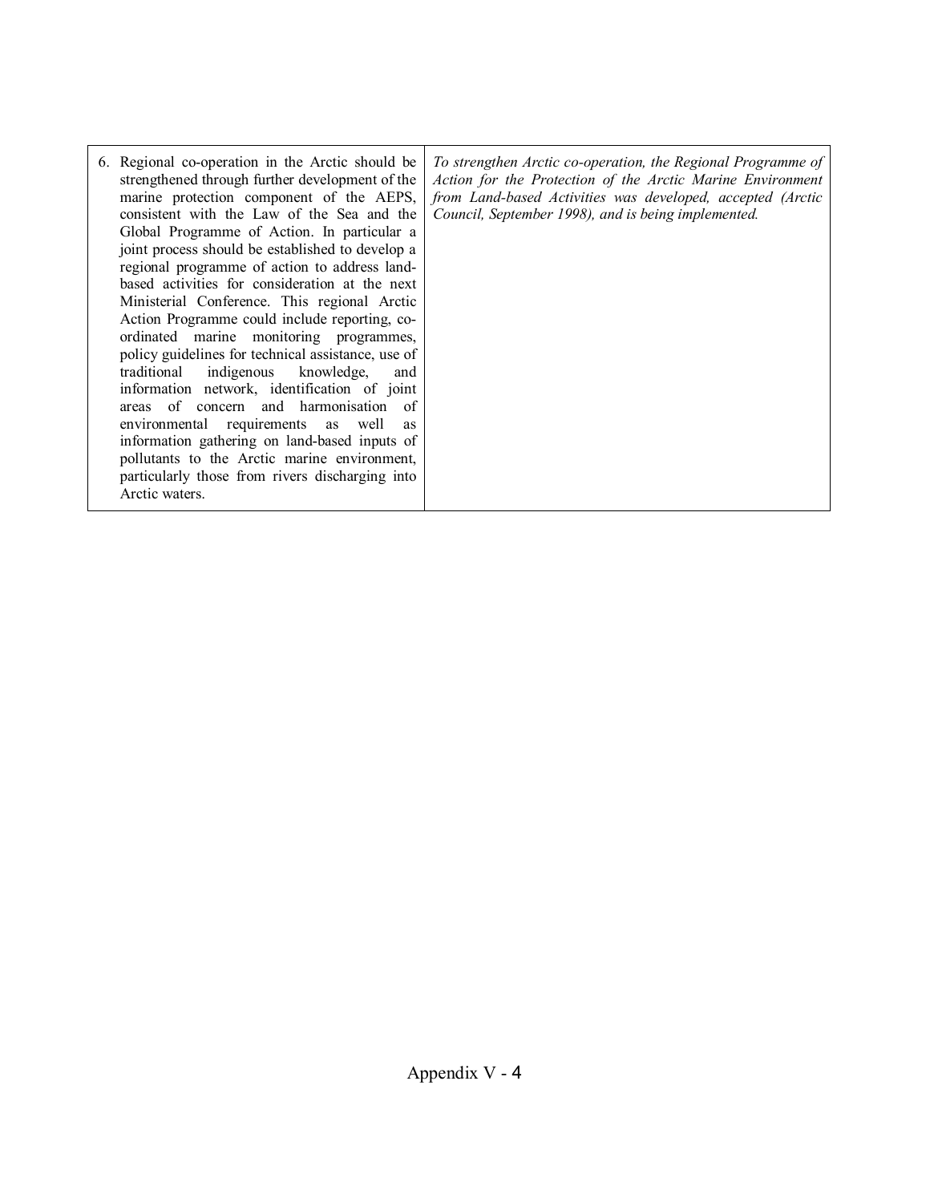| | |
|---|---|
| 6. Regional co-operation in the Arctic should be strengthened through further development of the marine protection component of the AEPS, consistent with the Law of the Sea and the Global Programme of Action. In particular a joint process should be established to develop a regional programme of action to address land-based activities for consideration at the next Ministerial Conference. This regional Arctic Action Programme could include reporting, co-ordinated marine monitoring programmes, policy guidelines for technical assistance, use of traditional indigenous knowledge, and information network, identification of joint areas of concern and harmonisation of environmental requirements as well as information gathering on land-based inputs of pollutants to the Arctic marine environment, particularly those from rivers discharging into Arctic waters. | *To strengthen Arctic co-operation, the Regional Programme of Action for the Protection of the Arctic Marine Environment from Land-based Activities was developed, accepted (Arctic Council, September 1998), and is being implemented.* |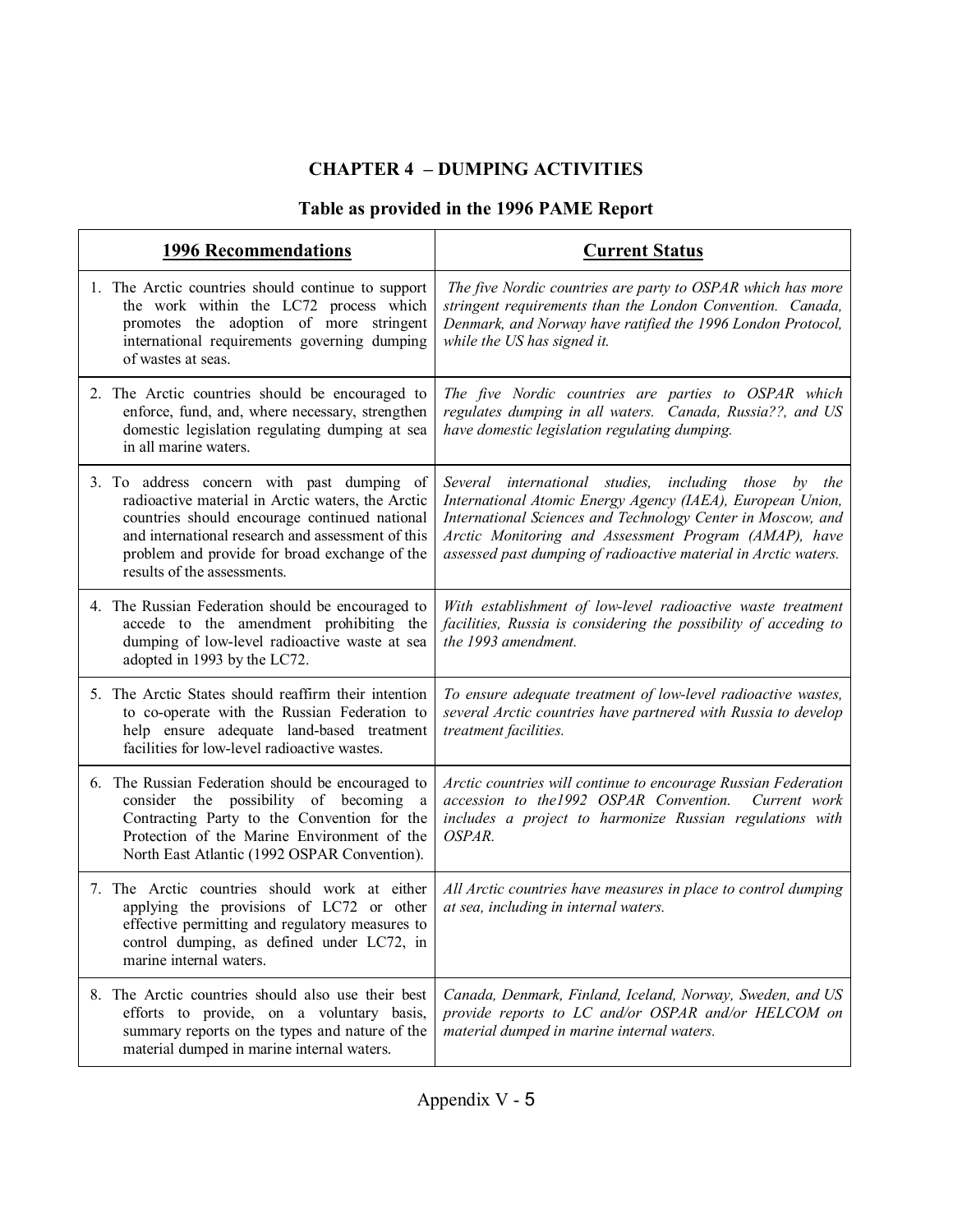# CHAPTER 4 – DUMPING ACTIVITIES

## Table as provided in the 1996 PAME Report

| **1996 Recommendations** | **Current Status** |
|---|---|
| 1. The Arctic countries should continue to support the work within the LC72 process which promotes the adoption of more stringent international requirements governing dumping of wastes at seas. | *The five Nordic countries are party to OSPAR which has more stringent requirements than the London Convention. Canada, Denmark, and Norway have ratified the 1996 London Protocol, while the US has signed it.* |
| 2. The Arctic countries should be encouraged to enforce, fund, and, where necessary, strengthen domestic legislation regulating dumping at sea in all marine waters. | *The five Nordic countries are parties to OSPAR which regulates dumping in all waters. Canada, Russia??, and US have domestic legislation regulating dumping.* |
| 3. To address concern with past dumping of radioactive material in Arctic waters, the Arctic countries should encourage continued national and international research and assessment of this problem and provide for broad exchange of the results of the assessments. | *Several international studies, including those by the International Atomic Energy Agency (IAEA), European Union, International Sciences and Technology Center in Moscow, and Arctic Monitoring and Assessment Program (AMAP), have assessed past dumping of radioactive material in Arctic waters.* |
| 4. The Russian Federation should be encouraged to accede to the amendment prohibiting the dumping of low-level radioactive waste at sea adopted in 1993 by the LC72. | *With establishment of low-level radioactive waste treatment facilities, Russia is considering the possibility of acceding to the 1993 amendment.* |
| 5. The Arctic States should reaffirm their intention to co-operate with the Russian Federation to help ensure adequate land-based treatment facilities for low-level radioactive wastes. | *To ensure adequate treatment of low-level radioactive wastes, several Arctic countries have partnered with Russia to develop treatment facilities.* |
| 6. The Russian Federation should be encouraged to consider the possibility of becoming a Contracting Party to the Convention for the Protection of the Marine Environment of the North East Atlantic (1992 OSPAR Convention). | *Arctic countries will continue to encourage Russian Federation accession to the1992 OSPAR Convention. Current work includes a project to harmonize Russian regulations with OSPAR.* |
| 7. The Arctic countries should work at either applying the provisions of LC72 or other effective permitting and regulatory measures to control dumping, as defined under LC72, in marine internal waters. | *All Arctic countries have measures in place to control dumping at sea, including in internal waters.* |
| 8. The Arctic countries should also use their best efforts to provide, on a voluntary basis, summary reports on the types and nature of the material dumped in marine internal waters. | *Canada, Denmark, Finland, Iceland, Norway, Sweden, and US provide reports to LC and/or OSPAR and/or HELCOM on material dumped in marine internal waters.* |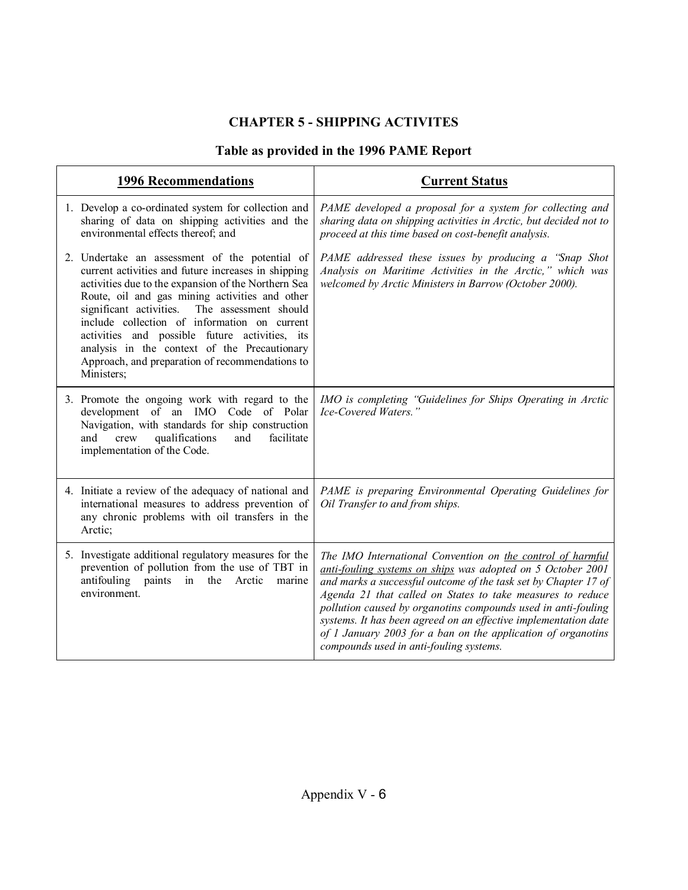# CHAPTER 5 - SHIPPING ACTIVITES

## Table as provided in the 1996 PAME Report

| 1996 Recommendations | Current Status |
|---|---|
| 1. Develop a co-ordinated system for collection and sharing of data on shipping activities and the environmental effects thereof; and | *PAME developed a proposal for a system for collecting and sharing data on shipping activities in Arctic, but decided not to proceed at this time based on cost-benefit analysis.* |
| 2. Undertake an assessment of the potential of current activities and future increases in shipping activities due to the expansion of the Northern Sea Route, oil and gas mining activities and other significant activities. The assessment should include collection of information on current activities and possible future activities, its analysis in the context of the Precautionary Approach, and preparation of recommendations to Ministers; | *PAME addressed these issues by producing a "Snap Shot Analysis on Maritime Activities in the Arctic," which was welcomed by Arctic Ministers in Barrow (October 2000).* |
| 3. Promote the ongoing work with regard to the development of an IMO Code of Polar Navigation, with standards for ship construction and crew qualifications and facilitate implementation of the Code. | *IMO is completing "Guidelines for Ships Operating in Arctic Ice-Covered Waters."* |
| 4. Initiate a review of the adequacy of national and international measures to address prevention of any chronic problems with oil transfers in the Arctic; | *PAME is preparing Environmental Operating Guidelines for Oil Transfer to and from ships.* |
| 5. Investigate additional regulatory measures for the prevention of pollution from the use of TBT in antifouling paints in the Arctic marine environment. | *The IMO International Convention on the control of harmful anti-fouling systems on ships was adopted on 5 October 2001 and marks a successful outcome of the task set by Chapter 17 of Agenda 21 that called on States to take measures to reduce pollution caused by organotins compounds used in anti-fouling systems. It has been agreed on an effective implementation date of 1 January 2003 for a ban on the application of organotins compounds used in anti-fouling systems.* |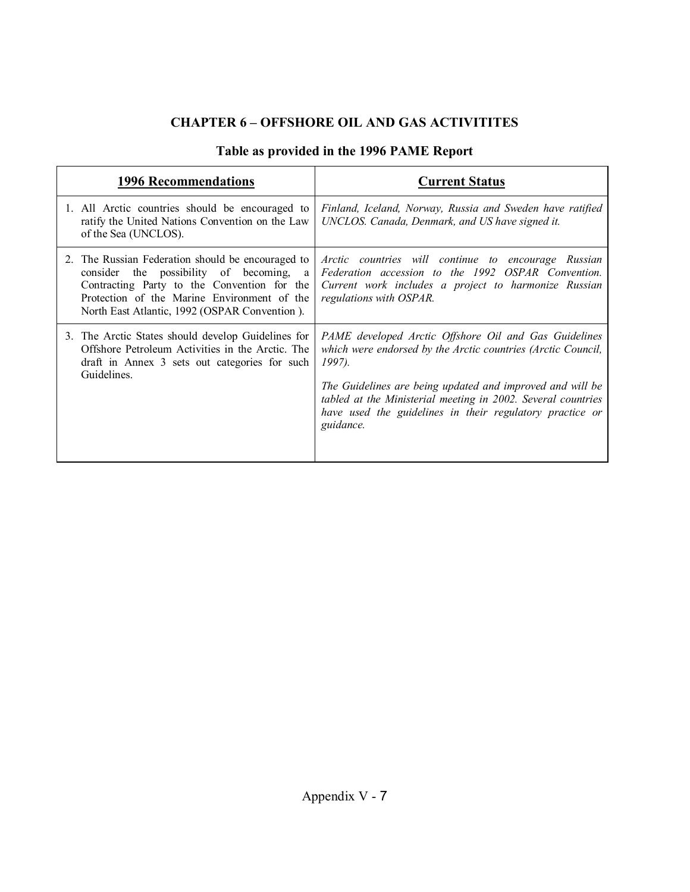## CHAPTER 6 – OFFSHORE OIL AND GAS ACTIVITITES

### Table as provided in the 1996 PAME Report

| 1996 Recommendations | Current Status |
|---|---|
| 1. All Arctic countries should be encouraged to ratify the United Nations Convention on the Law of the Sea (UNCLOS). | *Finland, Iceland, Norway, Russia and Sweden have ratified UNCLOS. Canada, Denmark, and US have signed it.* |
| 2. The Russian Federation should be encouraged to consider the possibility of becoming, a Contracting Party to the Convention for the Protection of the Marine Environment of the North East Atlantic, 1992 (OSPAR Convention ). | *Arctic countries will continue to encourage Russian Federation accession to the 1992 OSPAR Convention. Current work includes a project to harmonize Russian regulations with OSPAR.* |
| 3. The Arctic States should develop Guidelines for Offshore Petroleum Activities in the Arctic. The draft in Annex 3 sets out categories for such Guidelines. | *PAME developed Arctic Offshore Oil and Gas Guidelines which were endorsed by the Arctic countries (Arctic Council, 1997).* <br><br> *The Guidelines are being updated and improved and will be tabled at the Ministerial meeting in 2002. Several countries have used the guidelines in their regulatory practice or guidance.* |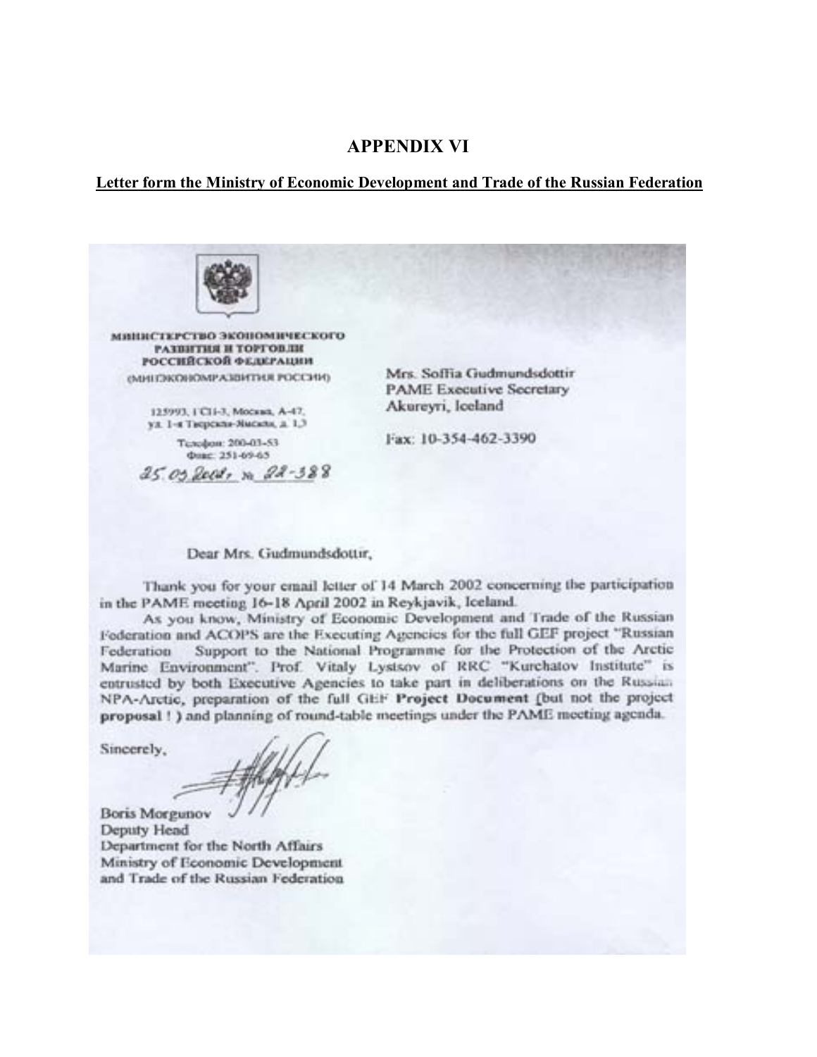## APPENDIX VI

**Letter form the Ministry of Economic Development and Trade of the Russian Federation**

МИНИСТЕРСТВО ЭКОНОМИЧЕСКОГО РАЗВИТИЯ И ТОРГОВЛИ РОССИЙСКОЙ ФЕДЕРАЦИИ

(МИНЭКОНОМРАЗВИТИЯ РОССИИ)

125993, ГСП-3, Москва, А-47, ул. 1-я Тверская-Ямская, д. 1,3

Телефон: 200-03-53
Факс: 251-69-65

25.03.2002, № 22-388

Mrs. Soffia Gudmundsdottir
PAME Executive Secretary
Akureyri, Iceland

Fax: 10-354-462-3390

Dear Mrs. Gudmundsdottir,

Thank you for your email letter of 14 March 2002 concerning the participation in the PAME meeting 16-18 April 2002 in Reykjavik, Iceland.

As you know, Ministry of Economic Development and Trade of the Russian Federation and ACOPS are the Executing Agencies for the full GEF project "Russian Federation Support to the National Programme for the Protection of the Arctic Marine Environment". Prof. Vitaly Lystsov of RRC "Kurchatov Institute" is entrusted by both Executive Agencies to take part in deliberations on the Russian NPA-Arctic, preparation of the full GEF **Project Document** (but not the project **proposal** ! ) and planning of round-table meetings under the PAME meeting agenda.

Sincerely,

Boris Morgunov
Deputy Head
Department for the North Affairs
Ministry of Economic Development and Trade of the Russian Federation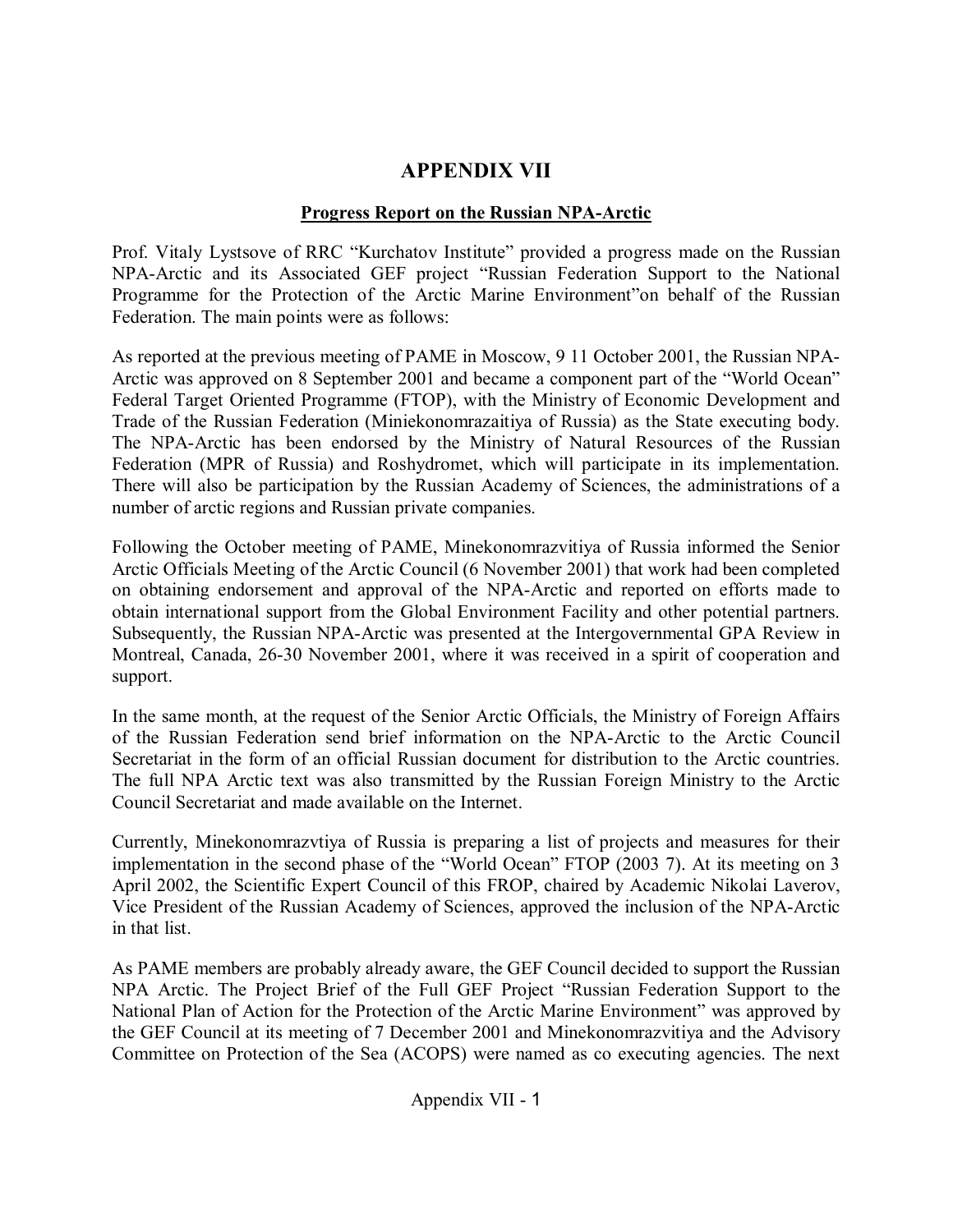# APPENDIX VII

## Progress Report on the Russian NPA-Arctic

Prof. Vitaly Lystsove of RRC "Kurchatov Institute" provided a progress made on the Russian NPA-Arctic and its Associated GEF project "Russian Federation Support to the National Programme for the Protection of the Arctic Marine Environment"on behalf of the Russian Federation. The main points were as follows:

As reported at the previous meeting of PAME in Moscow, 9 11 October 2001, the Russian NPA-Arctic was approved on 8 September 2001 and became a component part of the "World Ocean" Federal Target Oriented Programme (FTOP), with the Ministry of Economic Development and Trade of the Russian Federation (Miniekonomrazaitiya of Russia) as the State executing body. The NPA-Arctic has been endorsed by the Ministry of Natural Resources of the Russian Federation (MPR of Russia) and Roshydromet, which will participate in its implementation. There will also be participation by the Russian Academy of Sciences, the administrations of a number of arctic regions and Russian private companies.

Following the October meeting of PAME, Minekonomrazvitiya of Russia informed the Senior Arctic Officials Meeting of the Arctic Council (6 November 2001) that work had been completed on obtaining endorsement and approval of the NPA-Arctic and reported on efforts made to obtain international support from the Global Environment Facility and other potential partners. Subsequently, the Russian NPA-Arctic was presented at the Intergovernmental GPA Review in Montreal, Canada, 26-30 November 2001, where it was received in a spirit of cooperation and support.

In the same month, at the request of the Senior Arctic Officials, the Ministry of Foreign Affairs of the Russian Federation send brief information on the NPA-Arctic to the Arctic Council Secretariat in the form of an official Russian document for distribution to the Arctic countries. The full NPA Arctic text was also transmitted by the Russian Foreign Ministry to the Arctic Council Secretariat and made available on the Internet.

Currently, Minekonomrazvtiya of Russia is preparing a list of projects and measures for their implementation in the second phase of the "World Ocean" FTOP (2003 7). At its meeting on 3 April 2002, the Scientific Expert Council of this FROP, chaired by Academic Nikolai Laverov, Vice President of the Russian Academy of Sciences, approved the inclusion of the NPA-Arctic in that list.

As PAME members are probably already aware, the GEF Council decided to support the Russian NPA Arctic. The Project Brief of the Full GEF Project "Russian Federation Support to the National Plan of Action for the Protection of the Arctic Marine Environment" was approved by the GEF Council at its meeting of 7 December 2001 and Minekonomrazvitiya and the Advisory Committee on Protection of the Sea (ACOPS) were named as co executing agencies. The next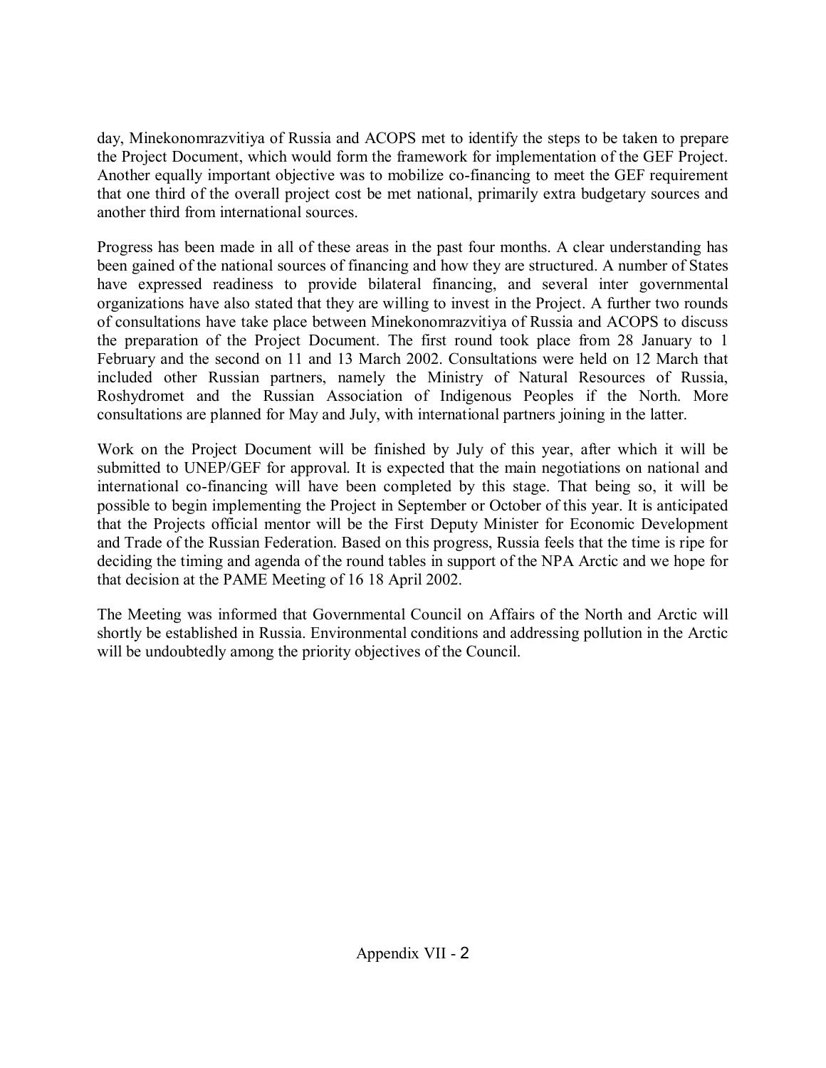day, Minekonomrazvitiya of Russia and ACOPS met to identify the steps to be taken to prepare the Project Document, which would form the framework for implementation of the GEF Project. Another equally important objective was to mobilize co-financing to meet the GEF requirement that one third of the overall project cost be met national, primarily extra budgetary sources and another third from international sources.

Progress has been made in all of these areas in the past four months. A clear understanding has been gained of the national sources of financing and how they are structured. A number of States have expressed readiness to provide bilateral financing, and several inter governmental organizations have also stated that they are willing to invest in the Project. A further two rounds of consultations have take place between Minekonomrazvitiya of Russia and ACOPS to discuss the preparation of the Project Document. The first round took place from 28 January to 1 February and the second on 11 and 13 March 2002. Consultations were held on 12 March that included other Russian partners, namely the Ministry of Natural Resources of Russia, Roshydromet and the Russian Association of Indigenous Peoples if the North. More consultations are planned for May and July, with international partners joining in the latter.

Work on the Project Document will be finished by July of this year, after which it will be submitted to UNEP/GEF for approval. It is expected that the main negotiations on national and international co-financing will have been completed by this stage. That being so, it will be possible to begin implementing the Project in September or October of this year. It is anticipated that the Projects official mentor will be the First Deputy Minister for Economic Development and Trade of the Russian Federation. Based on this progress, Russia feels that the time is ripe for deciding the timing and agenda of the round tables in support of the NPA Arctic and we hope for that decision at the PAME Meeting of 16 18 April 2002.

The Meeting was informed that Governmental Council on Affairs of the North and Arctic will shortly be established in Russia. Environmental conditions and addressing pollution in the Arctic will be undoubtedly among the priority objectives of the Council.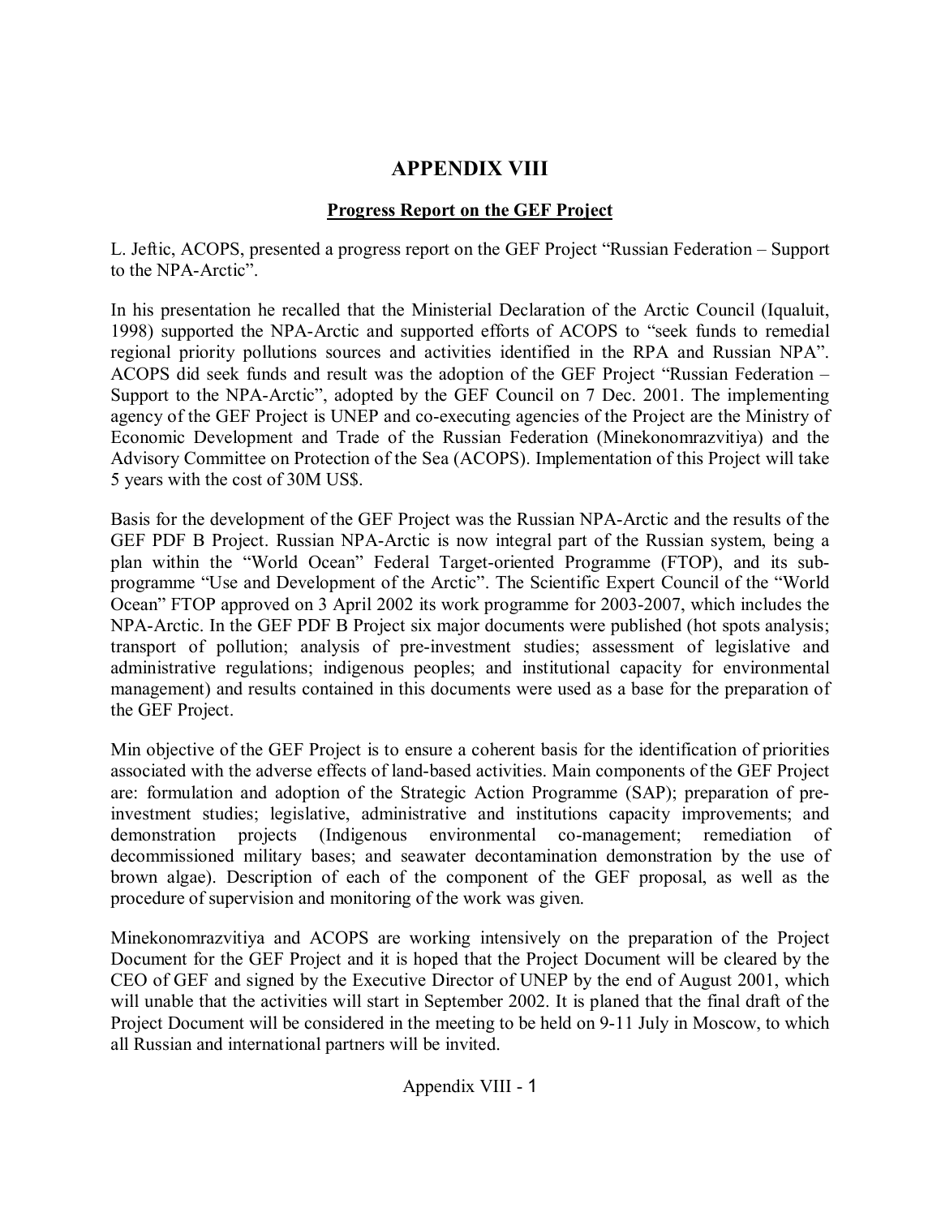# APPENDIX VIII

## Progress Report on the GEF Project

L. Jeftic, ACOPS, presented a progress report on the GEF Project "Russian Federation – Support to the NPA-Arctic".

In his presentation he recalled that the Ministerial Declaration of the Arctic Council (Iqualuit, 1998) supported the NPA-Arctic and supported efforts of ACOPS to "seek funds to remedial regional priority pollutions sources and activities identified in the RPA and Russian NPA". ACOPS did seek funds and result was the adoption of the GEF Project "Russian Federation – Support to the NPA-Arctic", adopted by the GEF Council on 7 Dec. 2001. The implementing agency of the GEF Project is UNEP and co-executing agencies of the Project are the Ministry of Economic Development and Trade of the Russian Federation (Minekonomrazvitiya) and the Advisory Committee on Protection of the Sea (ACOPS). Implementation of this Project will take 5 years with the cost of 30M US$.

Basis for the development of the GEF Project was the Russian NPA-Arctic and the results of the GEF PDF B Project. Russian NPA-Arctic is now integral part of the Russian system, being a plan within the "World Ocean" Federal Target-oriented Programme (FTOP), and its sub-programme "Use and Development of the Arctic". The Scientific Expert Council of the "World Ocean" FTOP approved on 3 April 2002 its work programme for 2003-2007, which includes the NPA-Arctic. In the GEF PDF B Project six major documents were published (hot spots analysis; transport of pollution; analysis of pre-investment studies; assessment of legislative and administrative regulations; indigenous peoples; and institutional capacity for environmental management) and results contained in this documents were used as a base for the preparation of the GEF Project.

Min objective of the GEF Project is to ensure a coherent basis for the identification of priorities associated with the adverse effects of land-based activities. Main components of the GEF Project are: formulation and adoption of the Strategic Action Programme (SAP); preparation of pre-investment studies; legislative, administrative and institutions capacity improvements; and demonstration projects (Indigenous environmental co-management; remediation of decommissioned military bases; and seawater decontamination demonstration by the use of brown algae). Description of each of the component of the GEF proposal, as well as the procedure of supervision and monitoring of the work was given.

Minekonomrazvitiya and ACOPS are working intensively on the preparation of the Project Document for the GEF Project and it is hoped that the Project Document will be cleared by the CEO of GEF and signed by the Executive Director of UNEP by the end of August 2001, which will unable that the activities will start in September 2002. It is planed that the final draft of the Project Document will be considered in the meeting to be held on 9-11 July in Moscow, to which all Russian and international partners will be invited.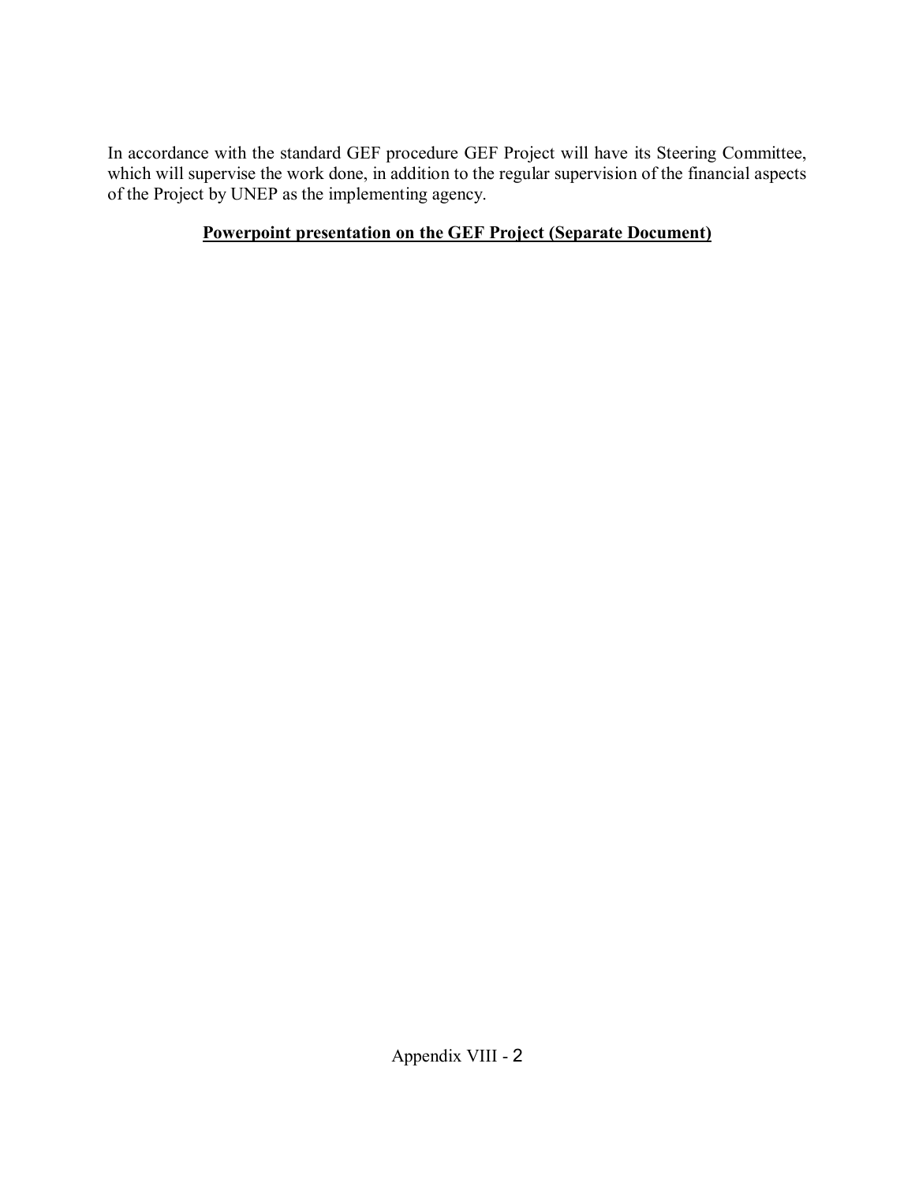In accordance with the standard GEF procedure GEF Project will have its Steering Committee, which will supervise the work done, in addition to the regular supervision of the financial aspects of the Project by UNEP as the implementing agency.

**Powerpoint presentation on the GEF Project (Separate Document)**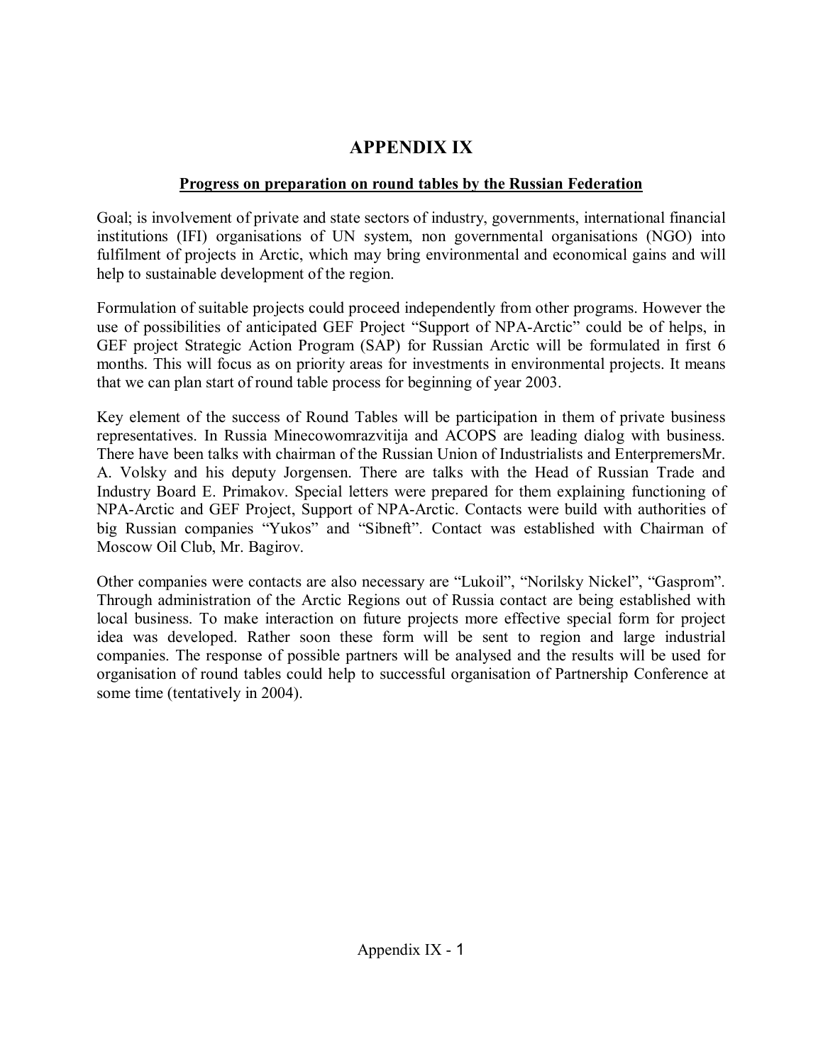# APPENDIX IX

**Progress on preparation on round tables by the Russian Federation**

Goal; is involvement of private and state sectors of industry, governments, international financial institutions (IFI) organisations of UN system, non governmental organisations (NGO) into fulfilment of projects in Arctic, which may bring environmental and economical gains and will help to sustainable development of the region.

Formulation of suitable projects could proceed independently from other programs. However the use of possibilities of anticipated GEF Project "Support of NPA-Arctic" could be of helps, in GEF project Strategic Action Program (SAP) for Russian Arctic will be formulated in first 6 months. This will focus as on priority areas for investments in environmental projects. It means that we can plan start of round table process for beginning of year 2003.

Key element of the success of Round Tables will be participation in them of private business representatives. In Russia Minecowomrazvitija and ACOPS are leading dialog with business. There have been talks with chairman of the Russian Union of Industrialists and EnterpremersMr. A. Volsky and his deputy Jorgensen. There are talks with the Head of Russian Trade and Industry Board E. Primakov. Special letters were prepared for them explaining functioning of NPA-Arctic and GEF Project, Support of NPA-Arctic. Contacts were build with authorities of big Russian companies "Yukos" and "Sibneft". Contact was established with Chairman of Moscow Oil Club, Mr. Bagirov.

Other companies were contacts are also necessary are "Lukoil", "Norilsky Nickel", "Gasprom". Through administration of the Arctic Regions out of Russia contact are being established with local business. To make interaction on future projects more effective special form for project idea was developed. Rather soon these form will be sent to region and large industrial companies. The response of possible partners will be analysed and the results will be used for organisation of round tables could help to successful organisation of Partnership Conference at some time (tentatively in 2004).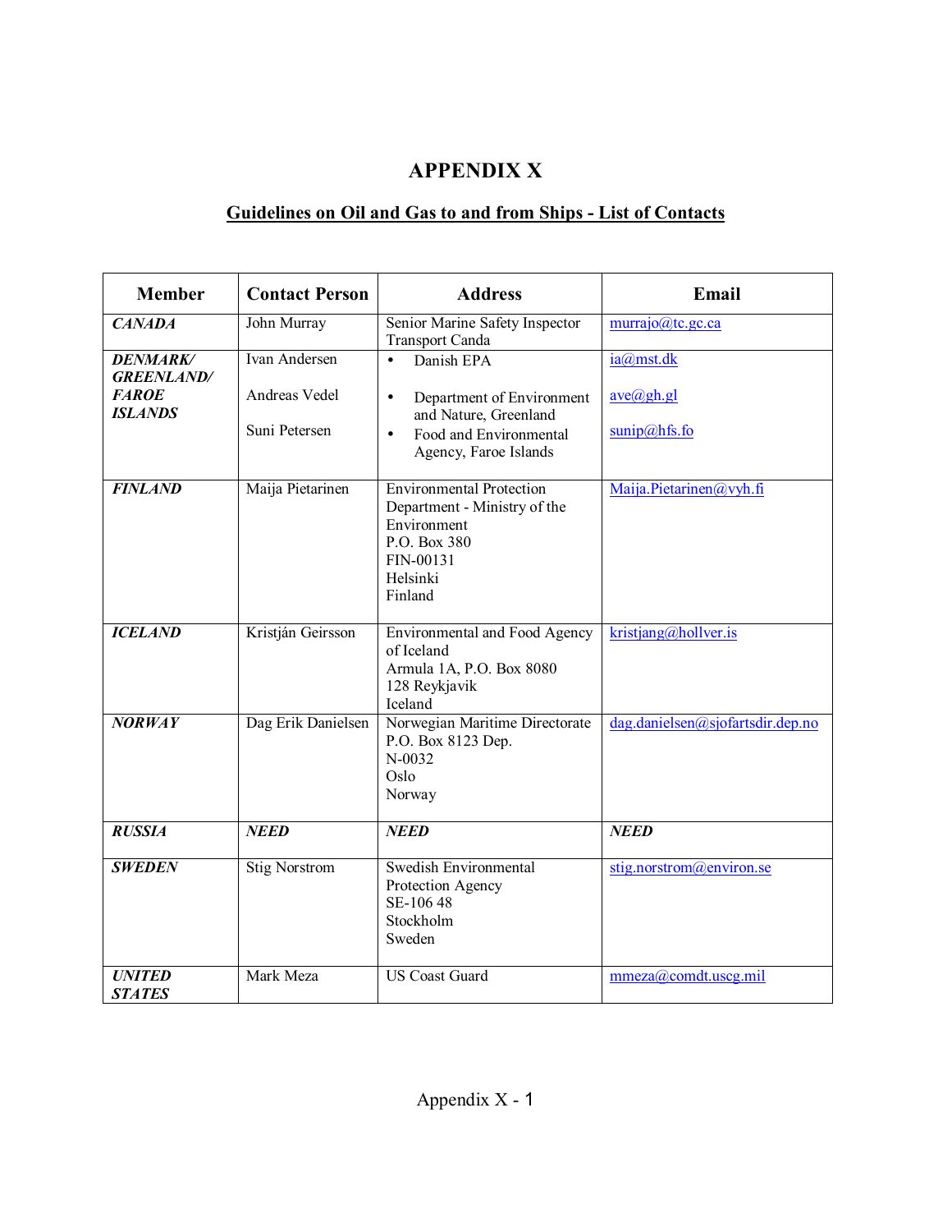# APPENDIX X

## Guidelines on Oil and Gas to and from Ships - List of Contacts

| Member | Contact Person | Address | Email |
|---|---|---|---|
| ***CANADA*** | John Murray | Senior Marine Safety Inspector<br>Transport Canda | murrajo@tc.gc.ca |
| ***DENMARK/ GREENLAND/ FAROE ISLANDS*** | Ivan Andersen<br><br>Andreas Vedel<br><br>Suni Petersen | • Danish EPA<br><br>• Department of Environment and Nature, Greenland<br>• Food and Environmental Agency, Faroe Islands | ia@mst.dk<br><br>ave@gh.gl<br><br>sunip@hfs.fo |
| ***FINLAND*** | Maija Pietarinen | Environmental Protection Department - Ministry of the Environment<br>P.O. Box 380<br>FIN-00131<br>Helsinki<br>Finland | Maija.Pietarinen@vyh.fi |
| ***ICELAND*** | Kristján Geirsson | Environmental and Food Agency of Iceland<br>Armula 1A, P.O. Box 8080<br>128 Reykjavik<br>Iceland | kristjang@hollver.is |
| ***NORWAY*** | Dag Erik Danielsen | Norwegian Maritime Directorate<br>P.O. Box 8123 Dep.<br>N-0032<br>Oslo<br>Norway | dag.danielsen@sjofartsdir.dep.no |
| ***RUSSIA*** | ***NEED*** | ***NEED*** | ***NEED*** |
| ***SWEDEN*** | Stig Norstrom | Swedish Environmental Protection Agency<br>SE-106 48<br>Stockholm<br>Sweden | stig.norstrom@environ.se |
| ***UNITED STATES*** | Mark Meza | US Coast Guard | mmeza@comdt.uscg.mil |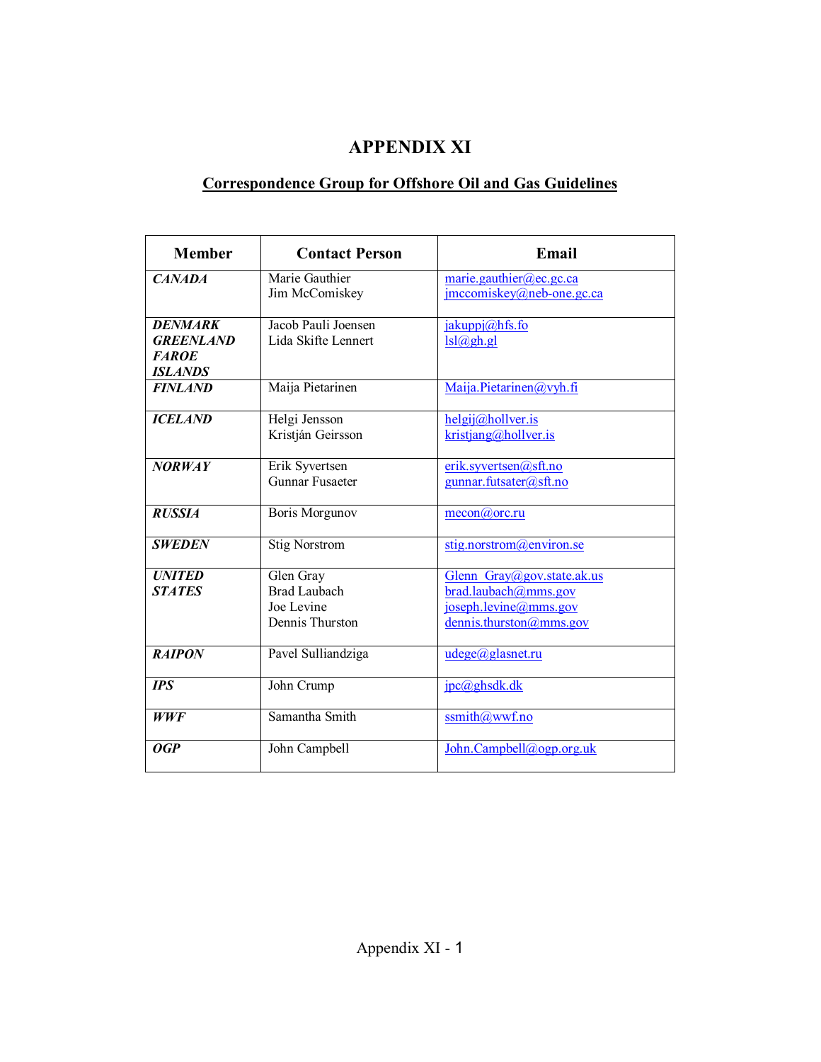# APPENDIX XI

## Correspondence Group for Offshore Oil and Gas Guidelines

| Member | Contact Person | Email |
|---|---|---|
| ***CANADA*** | Marie Gauthier<br>Jim McComiskey | marie.gauthier@ec.gc.ca<br>jmccomiskey@neb-one.gc.ca |
| ***DENMARK GREENLAND FAROE ISLANDS*** | Jacob Pauli Joensen<br>Lida Skifte Lennert | jakuppj@hfs.fo<br>lsl@gh.gl |
| ***FINLAND*** | Maija Pietarinen | Maija.Pietarinen@vyh.fi |
| ***ICELAND*** | Helgi Jensson<br>Kristján Geirsson | helgij@hollver.is<br>kristjang@hollver.is |
| ***NORWAY*** | Erik Syvertsen<br>Gunnar Fusaeter | erik.syvertsen@sft.no<br>gunnar.futsater@sft.no |
| ***RUSSIA*** | Boris Morgunov | mecon@orc.ru |
| ***SWEDEN*** | Stig Norstrom | stig.norstrom@environ.se |
| ***UNITED STATES*** | Glen Gray<br>Brad Laubach<br>Joe Levine<br>Dennis Thurston | Glenn_Gray@gov.state.ak.us<br>brad.laubach@mms.gov<br>joseph.levine@mms.gov<br>dennis.thurston@mms.gov |
| ***RAIPON*** | Pavel Sulliandziga | udege@glasnet.ru |
| ***IPS*** | John Crump | jpc@ghsdk.dk |
| ***WWF*** | Samantha Smith | ssmith@wwf.no |
| ***OGP*** | John Campbell | John.Campbell@ogp.org.uk |